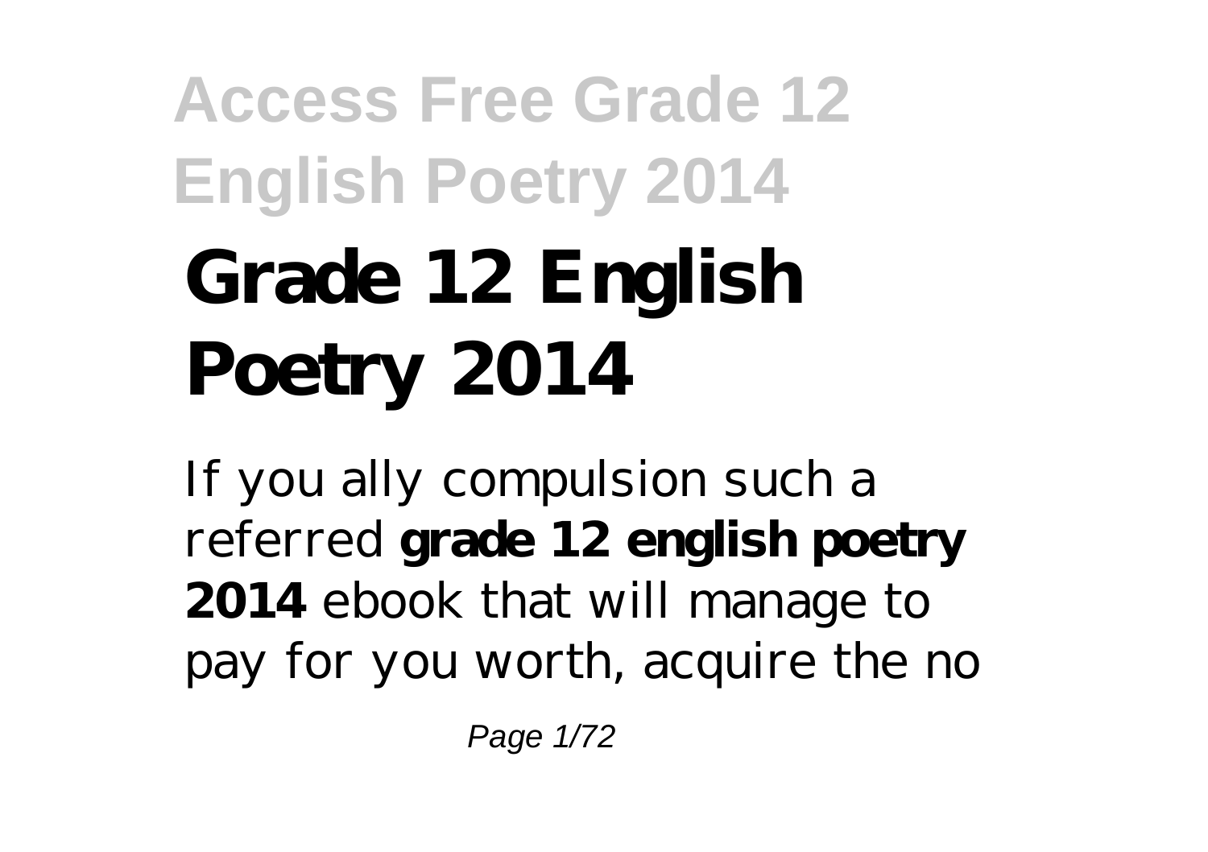# Grade 12 English Poetry 2014

If you ally compulsion such a referred **grade 12 english poetry 2014** ebook that will manage to pay for you worth, acquire the no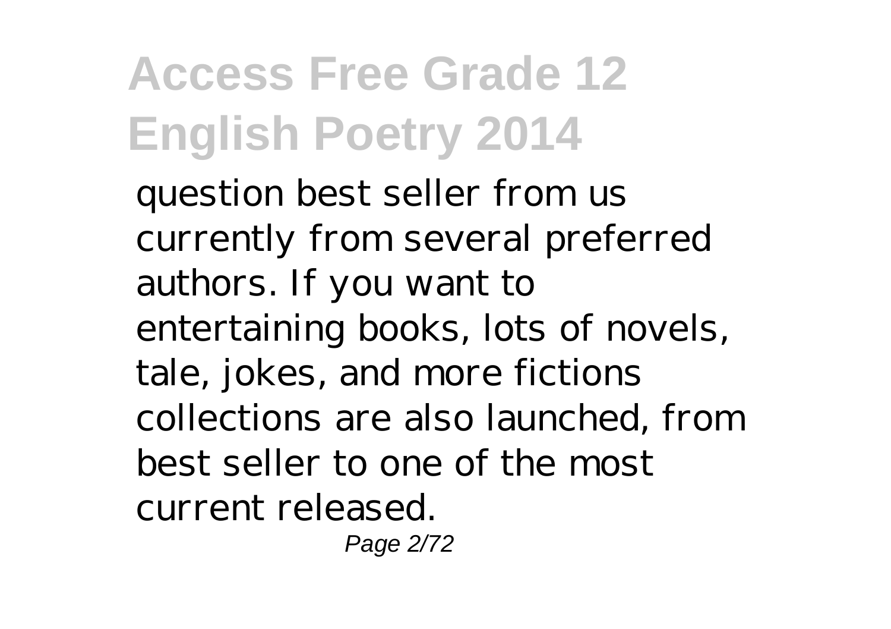question best seller from us currently from several preferred authors. If you want to entertaining books, lots of novels, tale, jokes, and more fictions collections are also launched, from best seller to one of the most current released.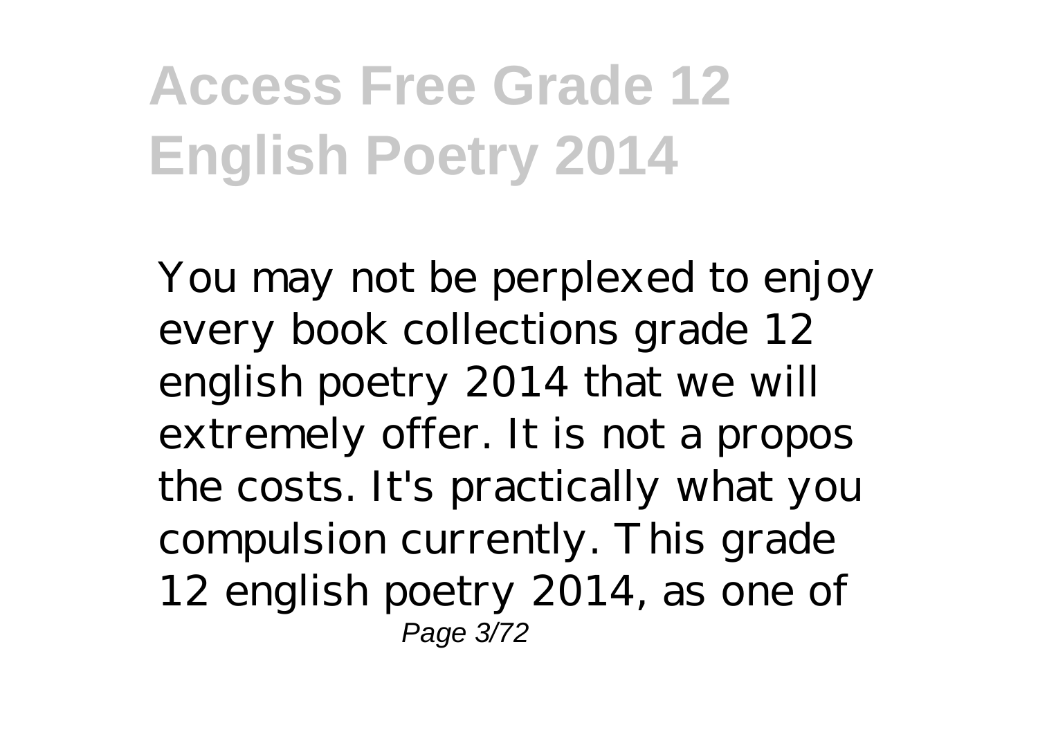You may not be perplexed to enjoy every book collections grade 12 english poetry 2014 that we will extremely offer. It is not a propos the costs. It's practically what you compulsion currently. This grade 12 english poetry 2014, as one of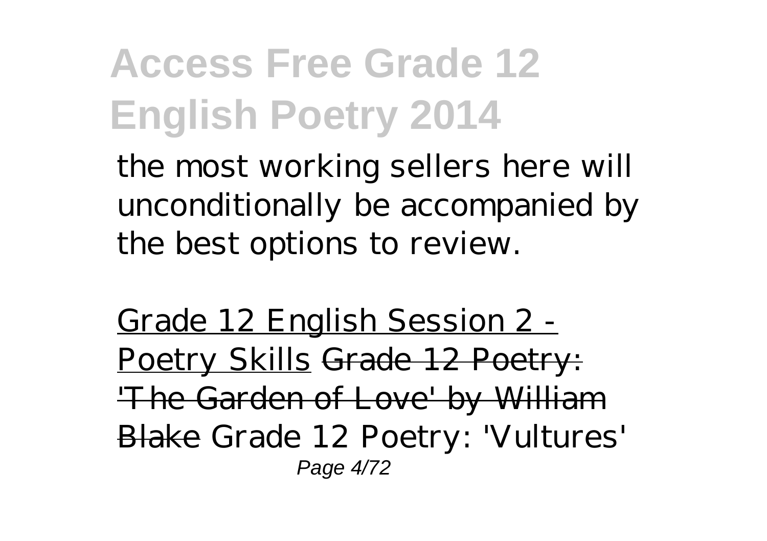the most working sellers here will unconditionally be accompanied by the best options to review.

Grade 12 English Session 2 - Poetry Skills ~~Grade 12 Poetry: 'The Garden of Love' by William Blake~~ *Grade 12 Poetry: 'Vultures'*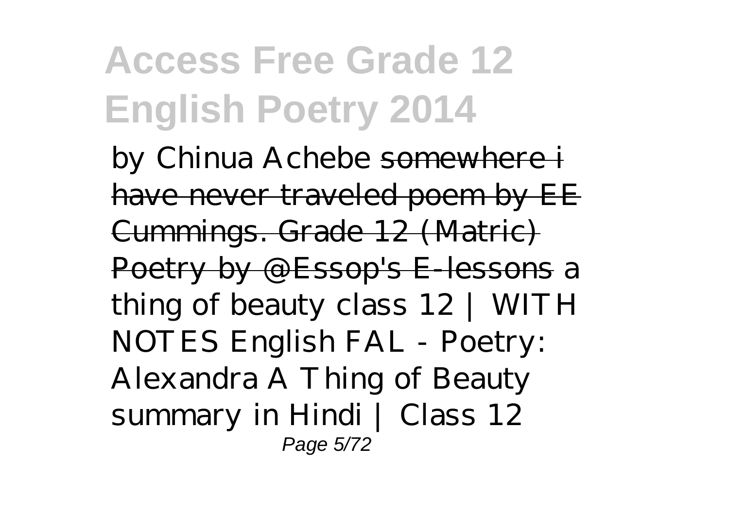*by Chinua Achebe* somewhere i have never traveled poem by EE Cummings. Grade 12 (Matric) Poetry by @Essop's E-lessons *a thing of beauty class 12 | WITH NOTES English FAL - Poetry: Alexandra A Thing of Beauty summary in Hindi | Class 12*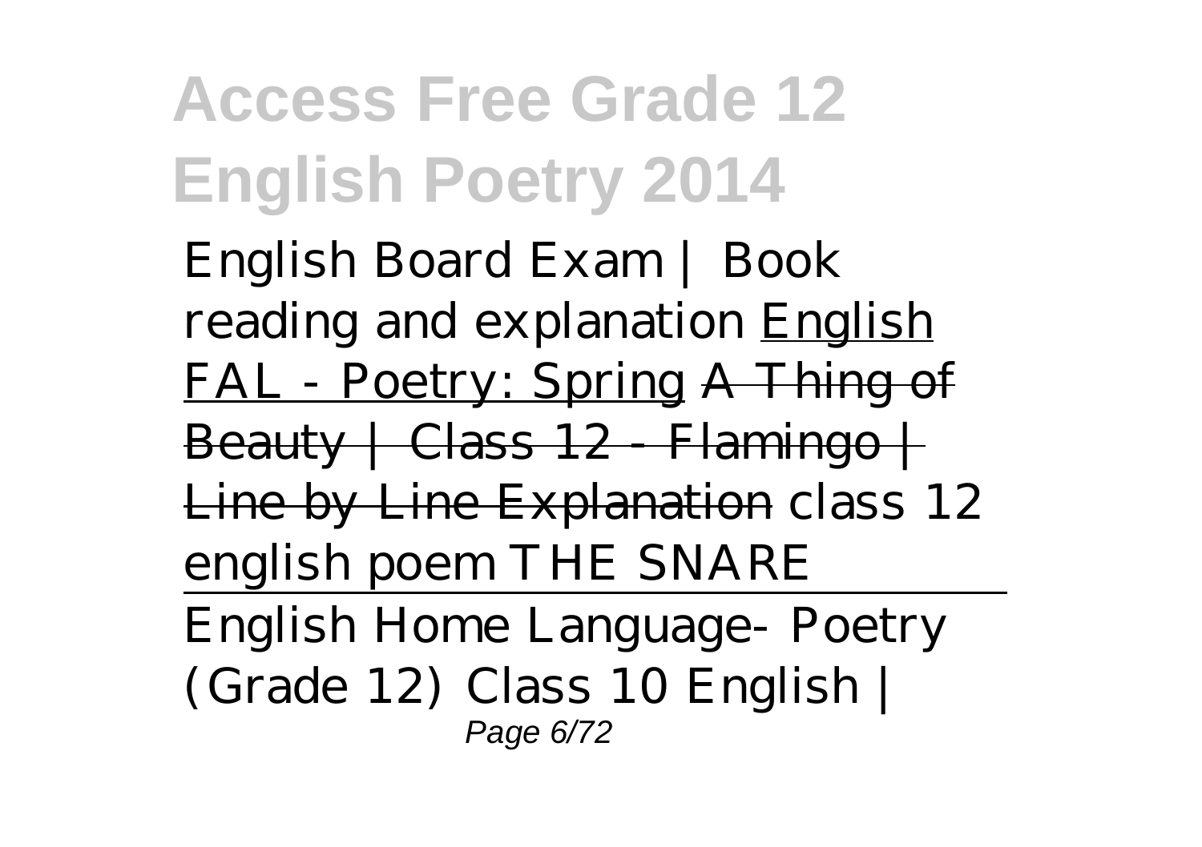English Board Exam | Book reading and explanation English FAL - Poetry: Spring ~~A Thing of Beauty | Class 12 - Flamingo | Line by Line Explanation~~ class 12 english poem THE SNARE

English Home Language- Poetry (Grade 12) Class 10 English |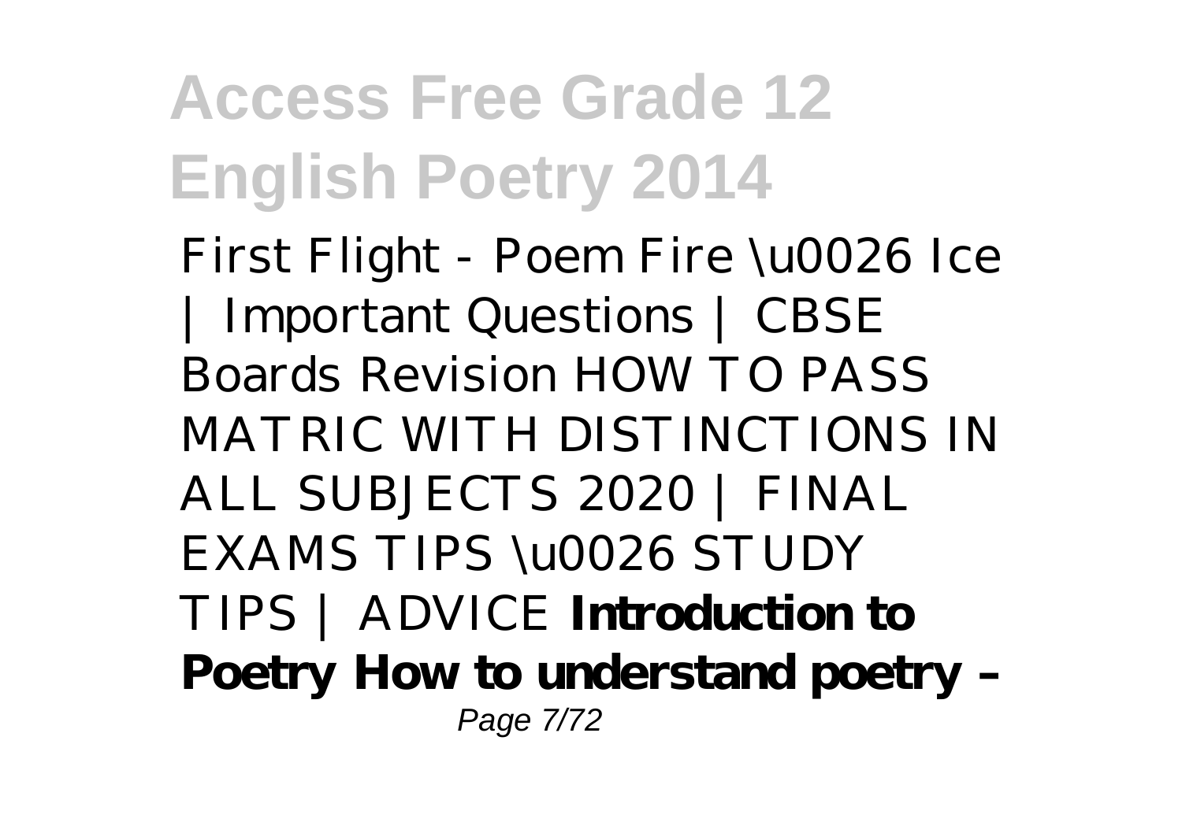First Flight - Poem Fire \u0026 Ice | Important Questions | CBSE Boards Revision HOW TO PASS MATRIC WITH DISTINCTIONS IN ALL SUBJECTS 2020 | FINAL EXAMS TIPS \u0026 STUDY TIPS | ADVICE **Introduction to Poetry How to understand poetry –**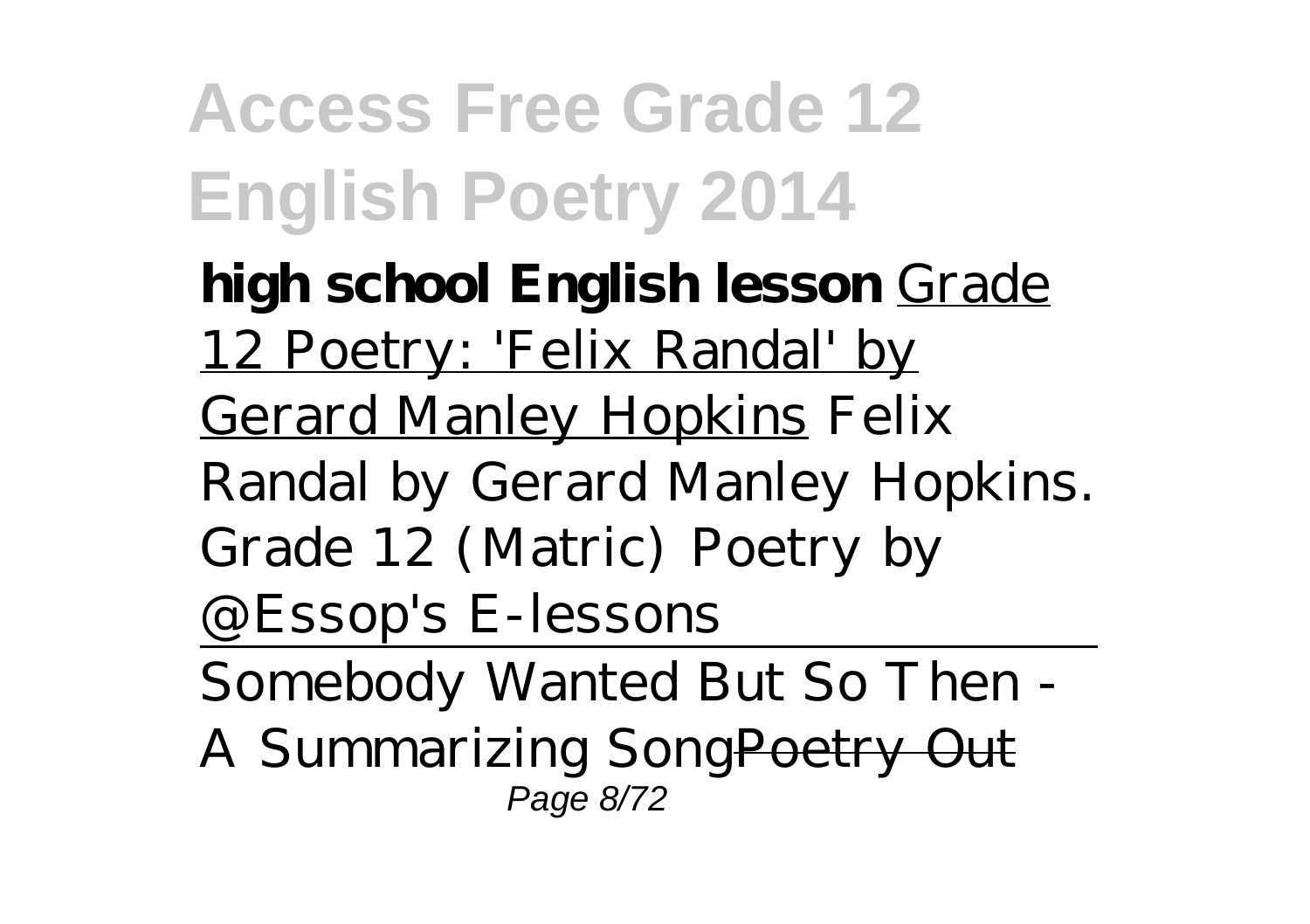**high school English lesson** Grade 12 Poetry: 'Felix Randal' by Gerard Manley Hopkins *Felix Randal by Gerard Manley Hopkins. Grade 12 (Matric) Poetry by @Essop's E-lessons*

Somebody Wanted But So Then - A Summarizing Song~~Poetry Out~~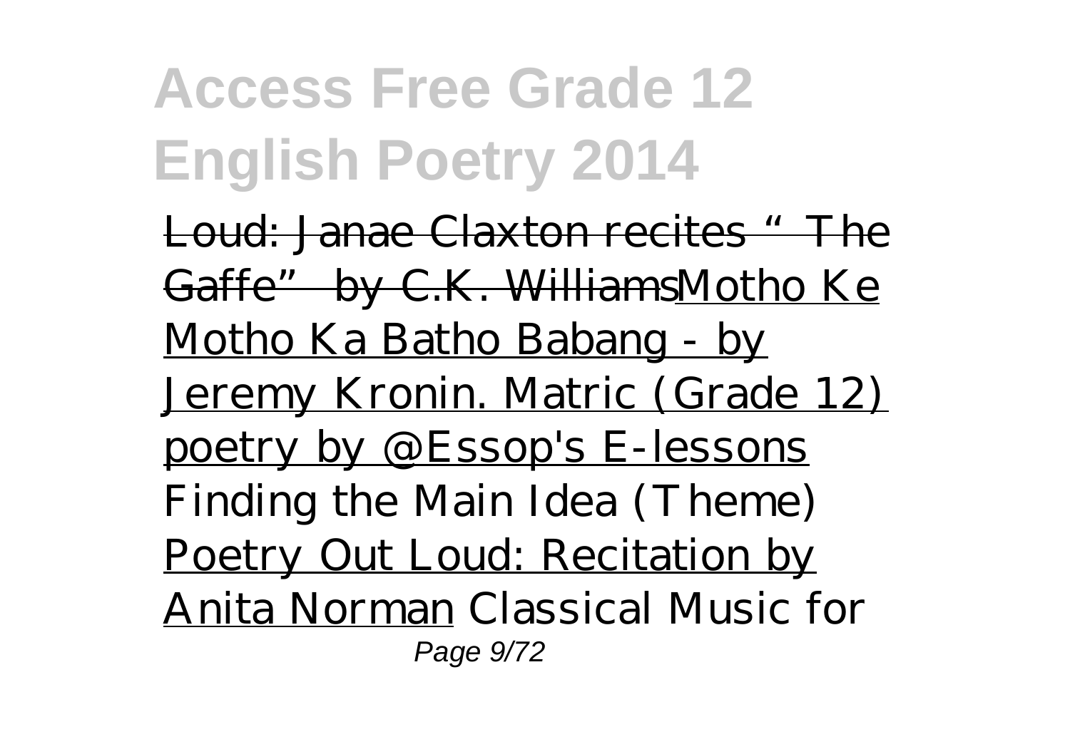Loud: Janae Claxton recites "The Gaffe" by C.K. WilliamsMotho Ke Motho Ka Batho Babang - by Jeremy Kronin. Matric (Grade 12) poetry by @Essop's E-lessons *Finding the Main Idea (Theme)* Poetry Out Loud: Recitation by Anita Norman *Classical Music for*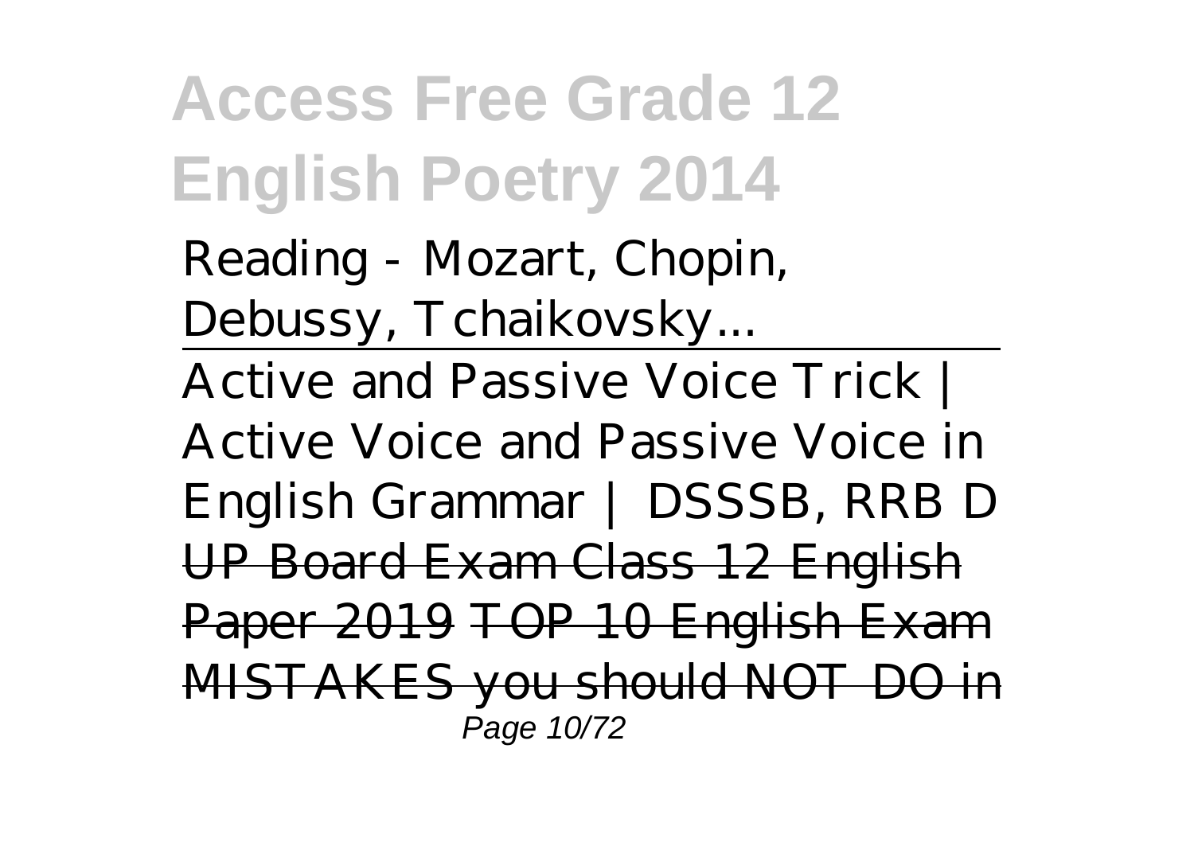*Reading - Mozart, Chopin, Debussy, Tchaikovsky...*

---

*Active and Passive Voice Trick | Active Voice and Passive Voice in English Grammar | DSSSB, RRB D* ~~UP Board Exam Class 12 English Paper 2019~~ ~~TOP 10 English Exam MISTAKES you should NOT DO in~~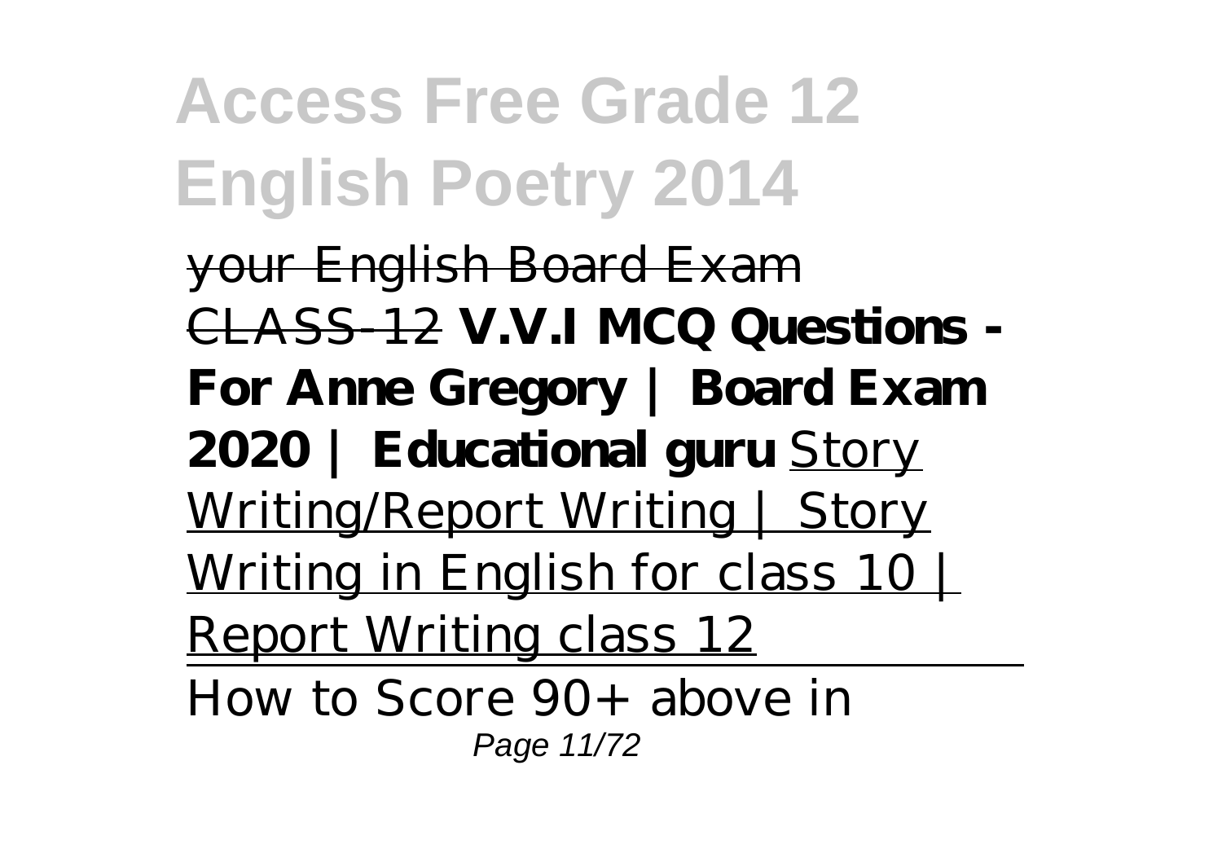your English Board Exam CLASS-12 **V.V.I MCQ Questions - For Anne Gregory | Board Exam 2020 | Educational guru** Story Writing/Report Writing | Story Writing in English for class 10 | Report Writing class 12

How to Score 90+ above in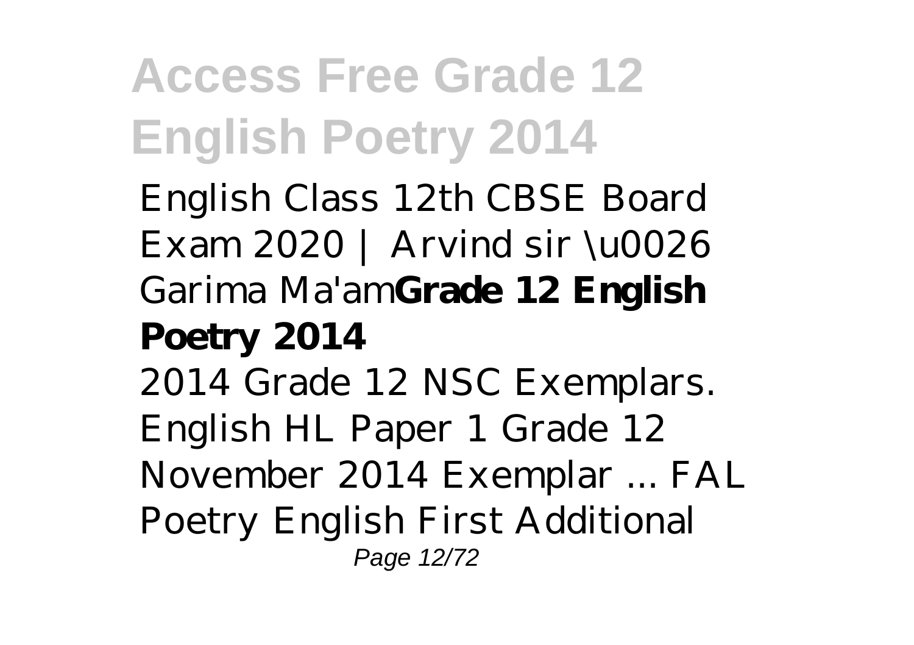English Class 12th CBSE Board Exam 2020 | Arvind sir \u0026 Garima Ma'am**Grade 12 English Poetry 2014**

2014 Grade 12 NSC Exemplars. English HL Paper 1 Grade 12 November 2014 Exemplar ... FAL Poetry English First Additional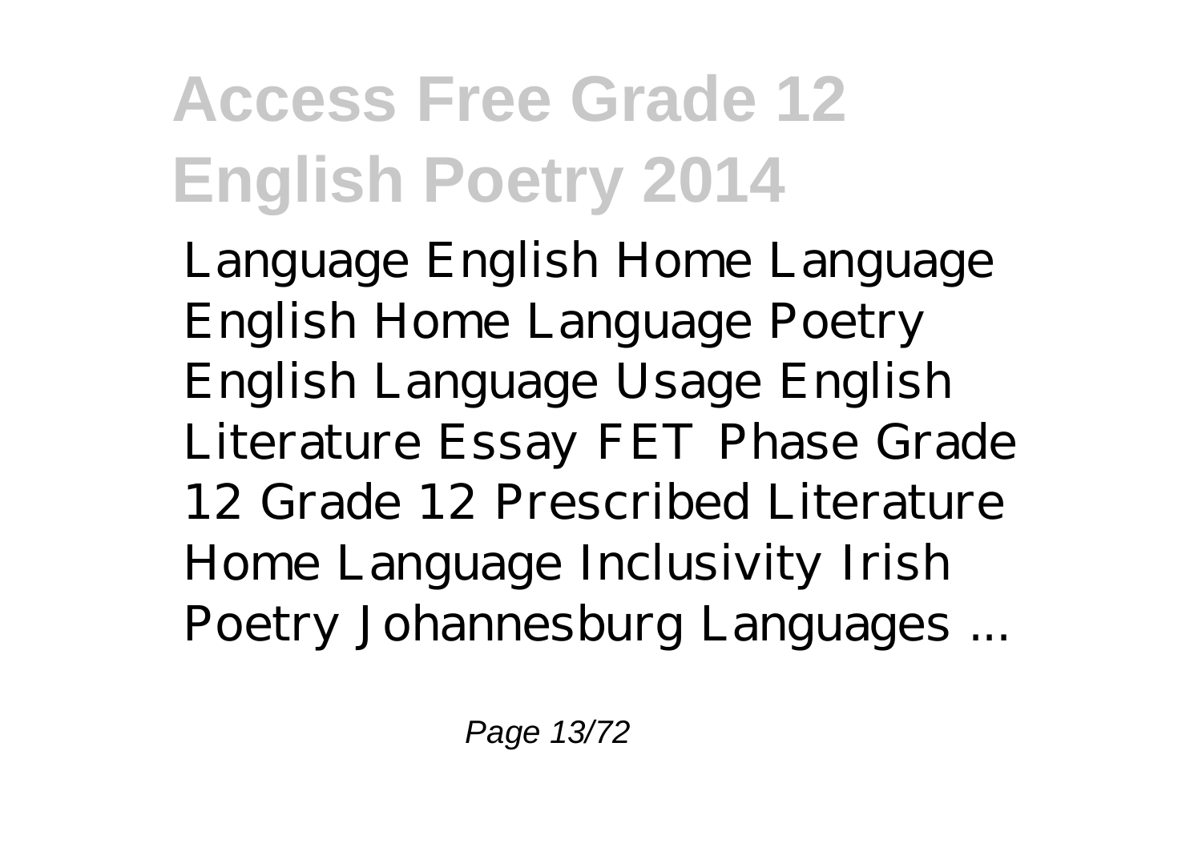# Access Free Grade 12 English Poetry 2014

Language English Home Language English Home Language Poetry English Language Usage English Literature Essay FET Phase Grade 12 Grade 12 Prescribed Literature Home Language Inclusivity Irish Poetry Johannesburg Languages ...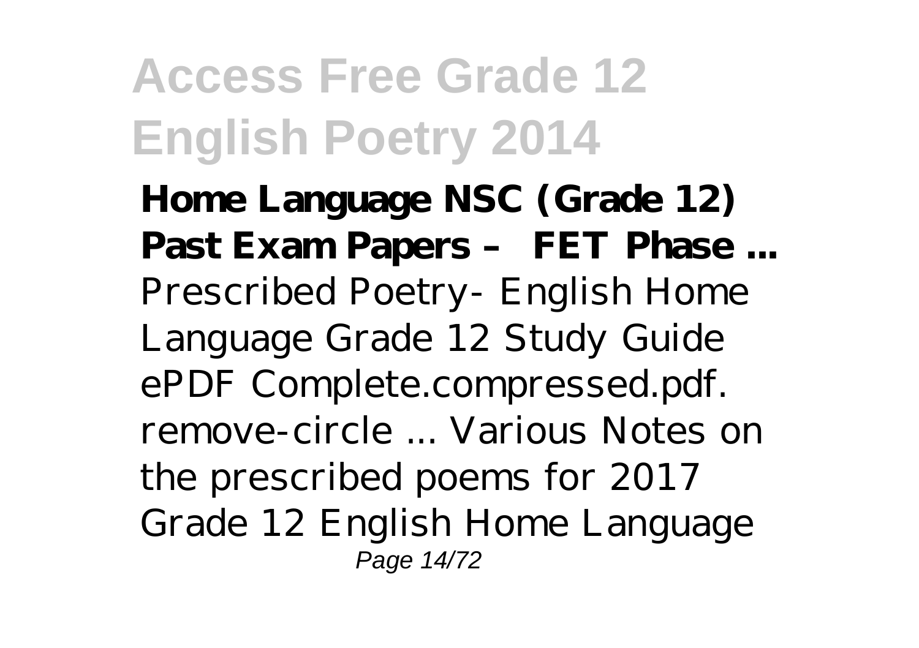**Home Language NSC (Grade 12) Past Exam Papers – FET Phase ...**
Prescribed Poetry- English Home Language Grade 12 Study Guide ePDF Complete.compressed.pdf. remove-circle ... Various Notes on the prescribed poems for 2017 Grade 12 English Home Language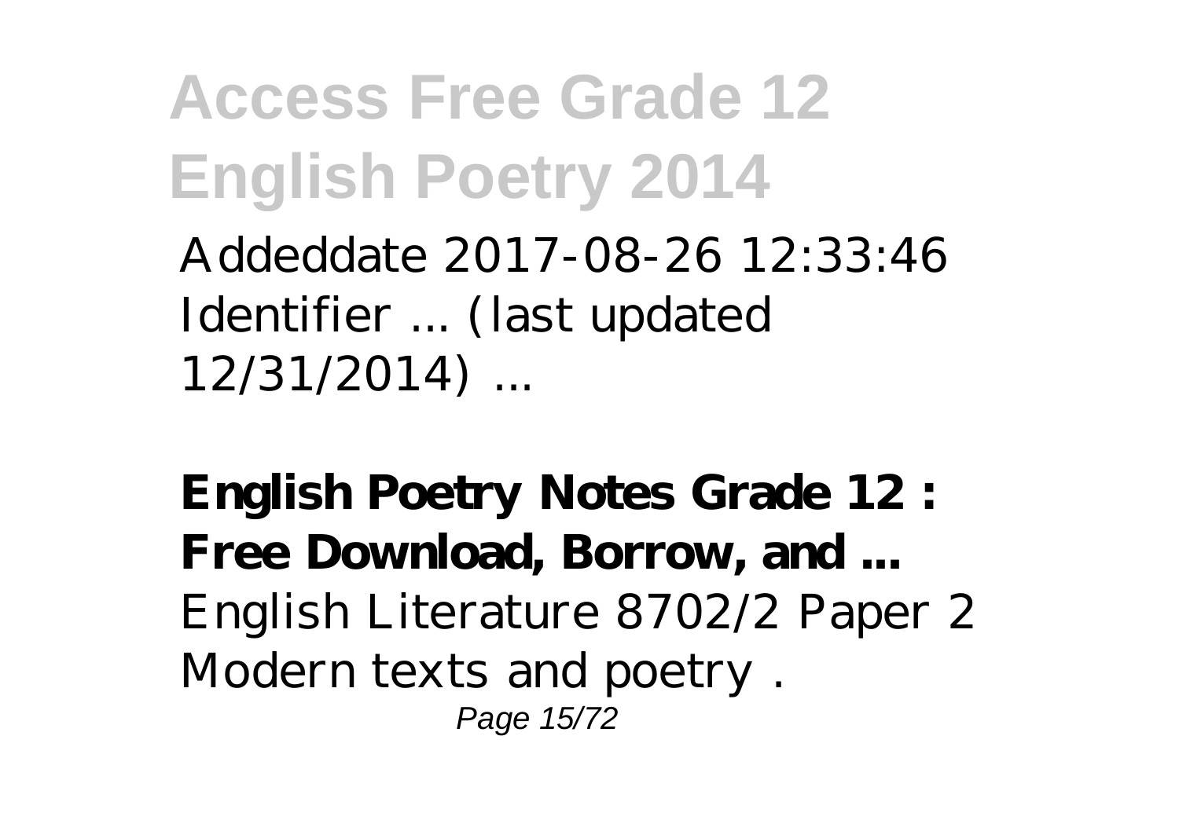Addeddate 2017-08-26 12:33:46 Identifier ... (last updated 12/31/2014) ...

**English Poetry Notes Grade 12 : Free Download, Borrow, and ...**
English Literature 8702/2 Paper 2 Modern texts and poetry .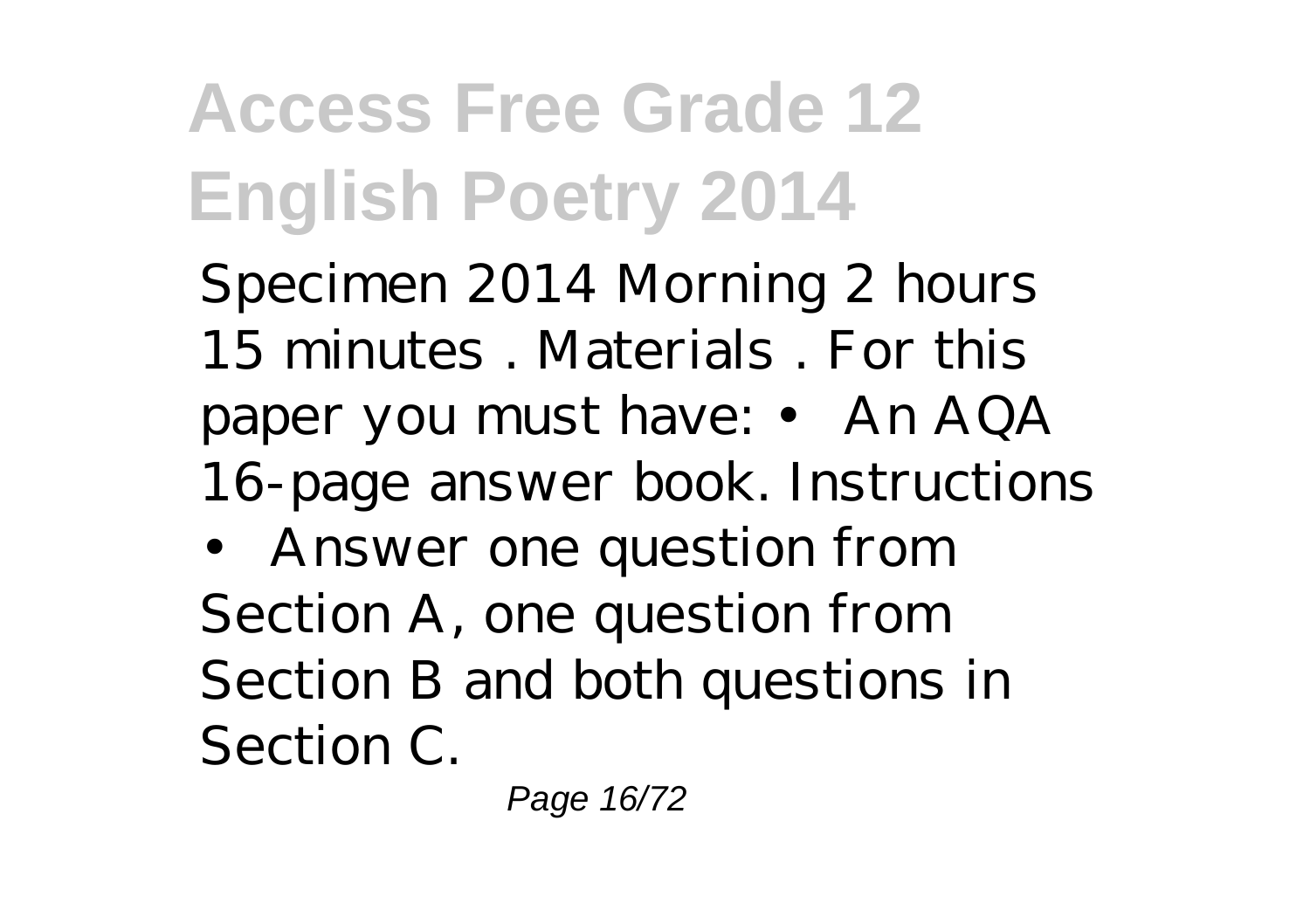Specimen 2014 Morning 2 hours 15 minutes . Materials . For this paper you must have: • An AQA 16-page answer book. Instructions

• Answer one question from Section A, one question from Section B and both questions in Section C.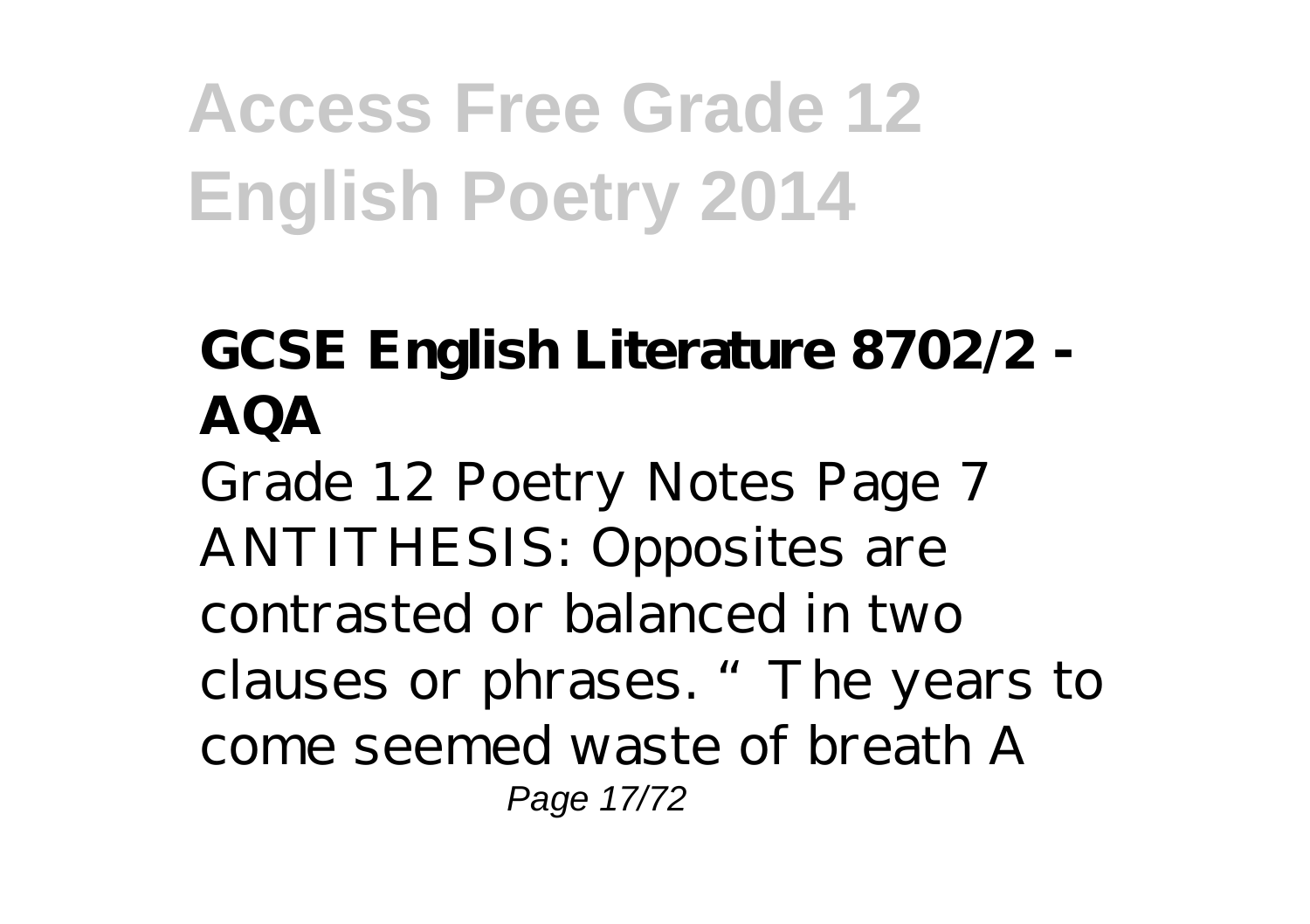**GCSE English Literature 8702/2 - AQA**

Grade 12 Poetry Notes Page 7 ANTITHESIS: Opposites are contrasted or balanced in two clauses or phrases. " The years to come seemed waste of breath A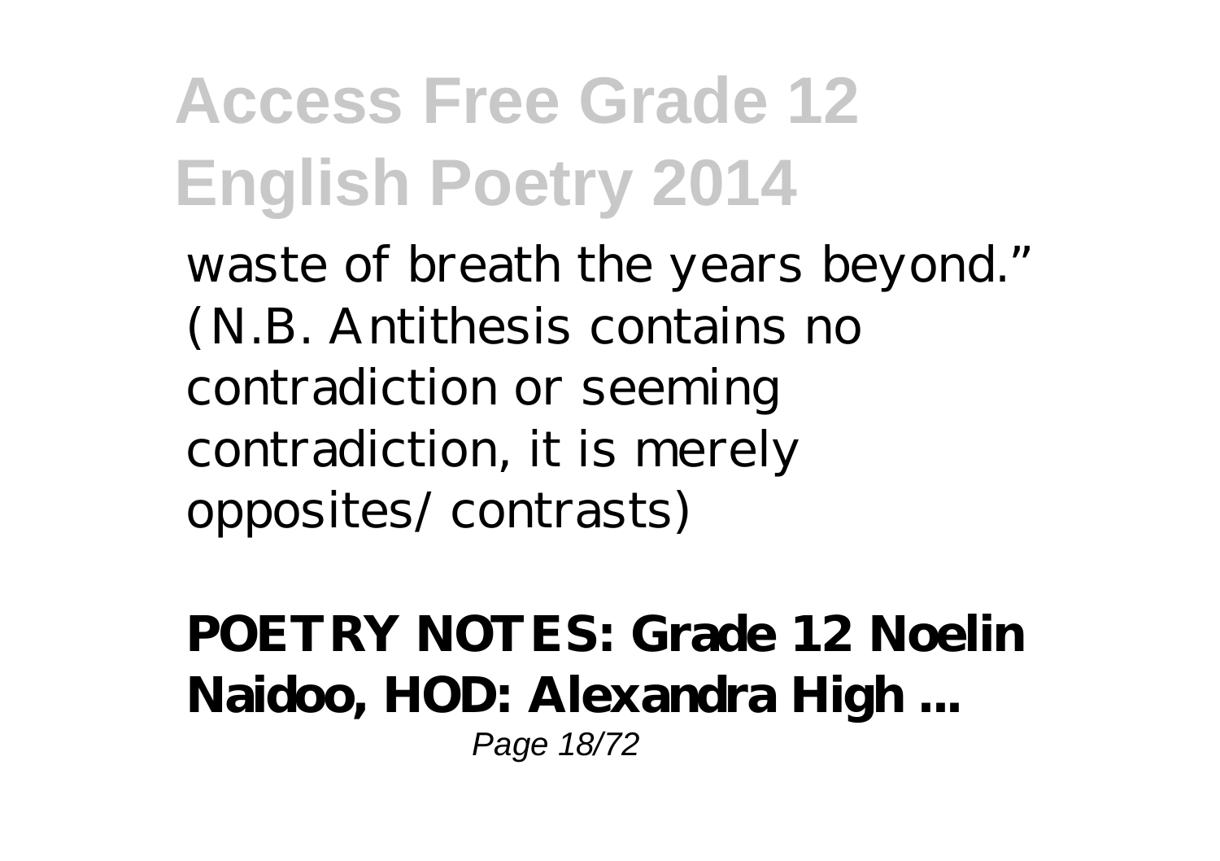waste of breath the years beyond." (N.B. Antithesis contains no contradiction or seeming contradiction, it is merely opposites/ contrasts)

**POETRY NOTES: Grade 12 Noelin Naidoo, HOD: Alexandra High ...**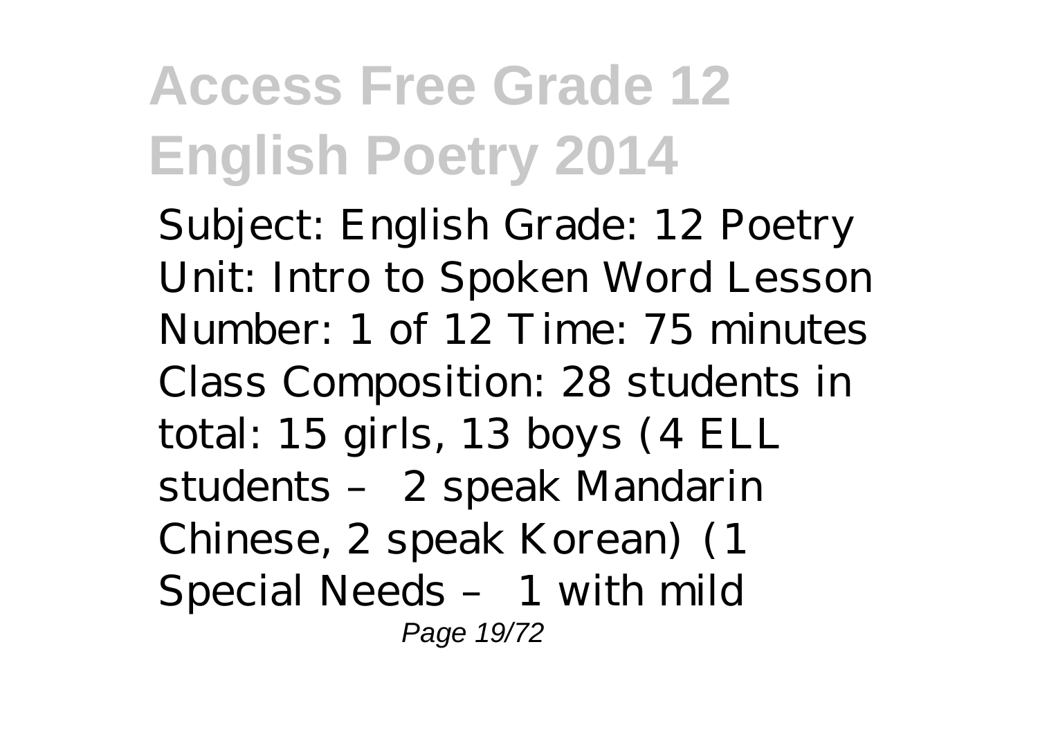Subject: English Grade: 12 Poetry Unit: Intro to Spoken Word Lesson Number: 1 of 12 Time: 75 minutes Class Composition: 28 students in total: 15 girls, 13 boys (4 ELL students – 2 speak Mandarin Chinese, 2 speak Korean) (1 Special Needs – 1 with mild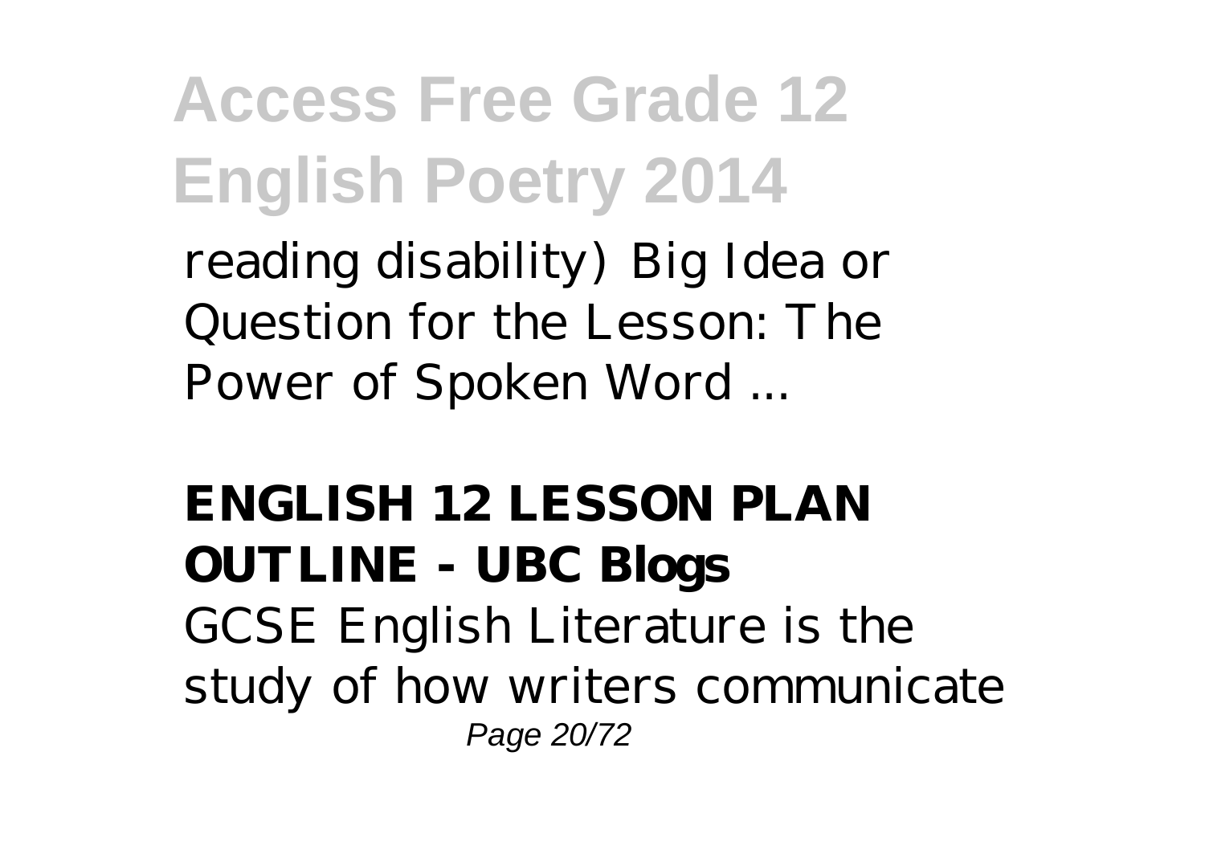reading disability) Big Idea or Question for the Lesson: The Power of Spoken Word ...

**ENGLISH 12 LESSON PLAN OUTLINE - UBC Blogs**

GCSE English Literature is the study of how writers communicate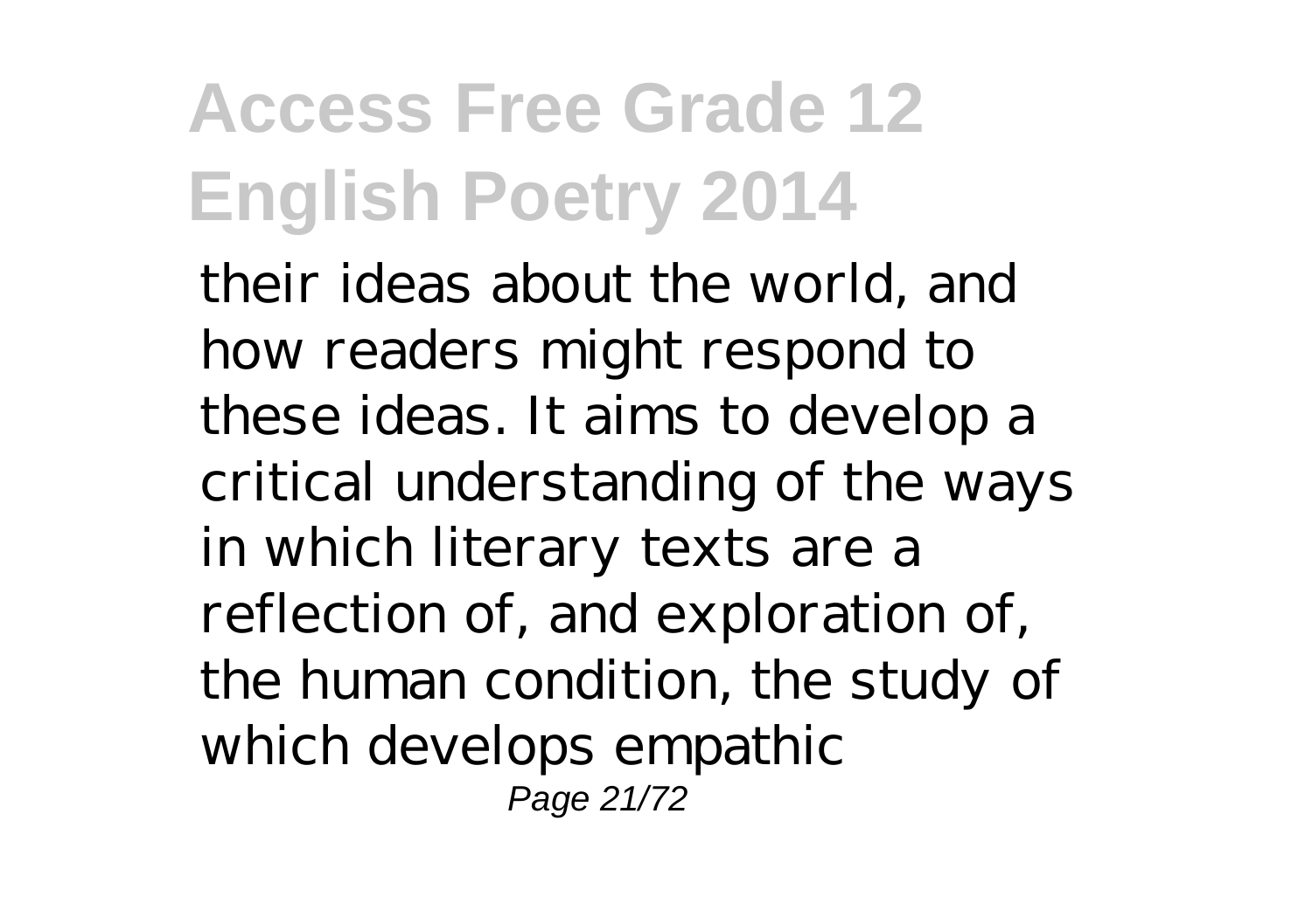their ideas about the world, and how readers might respond to these ideas. It aims to develop a critical understanding of the ways in which literary texts are a reflection of, and exploration of, the human condition, the study of which develops empathic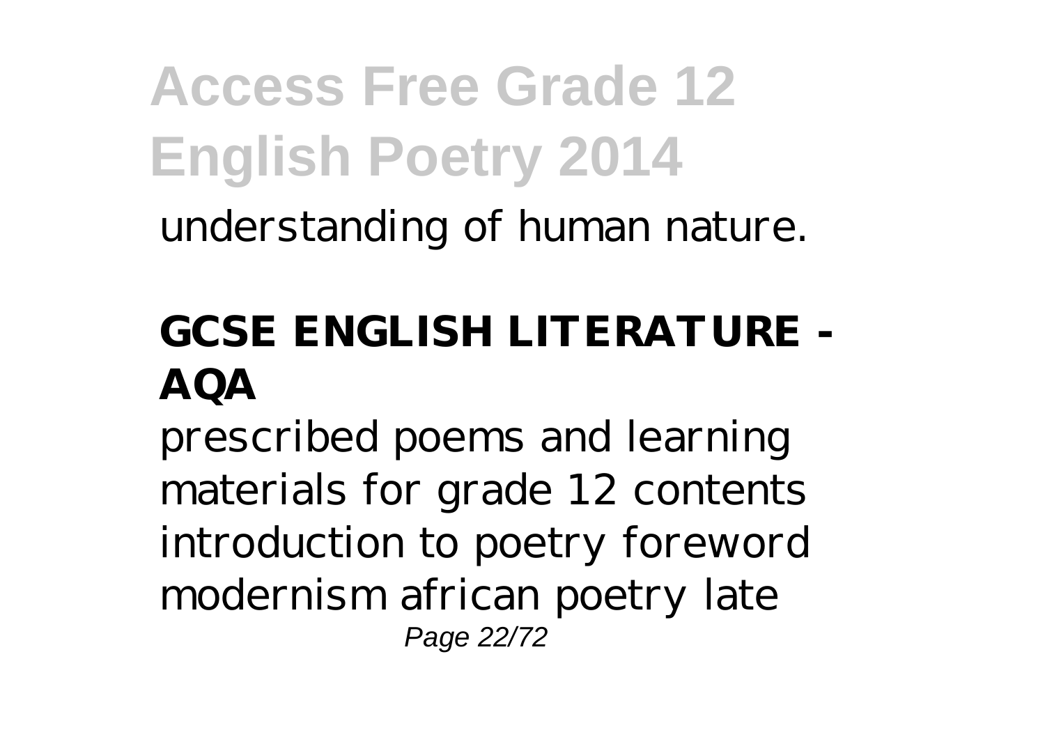understanding of human nature.

## GCSE ENGLISH LITERATURE - AQA

prescribed poems and learning materials for grade 12 contents introduction to poetry foreword modernism african poetry late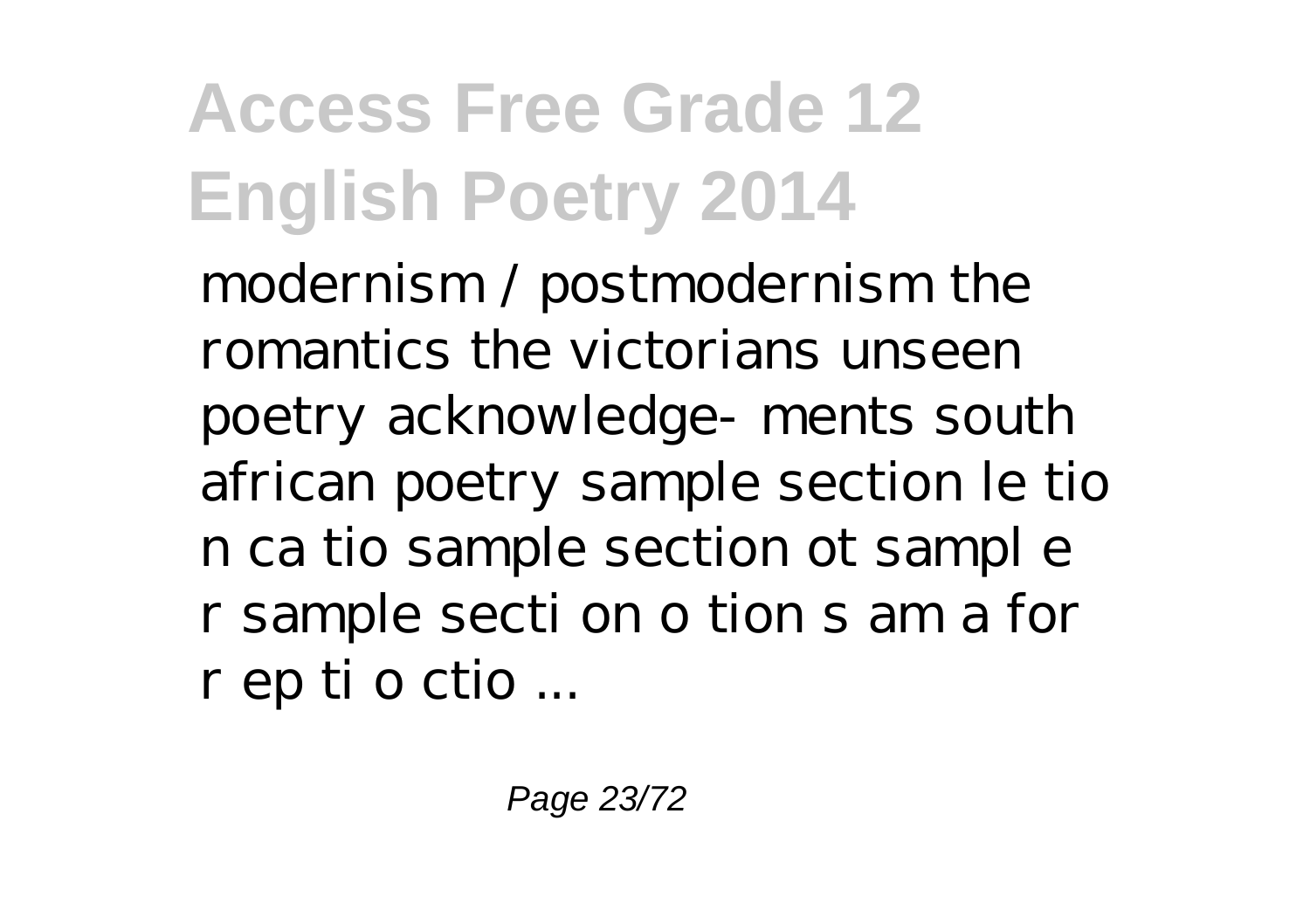modernism / postmodernism the romantics the victorians unseen poetry acknowledge- ments south african poetry sample section le tio n ca tio sample section ot sampl e r sample secti on o tion s am a for r ep ti o ctio ...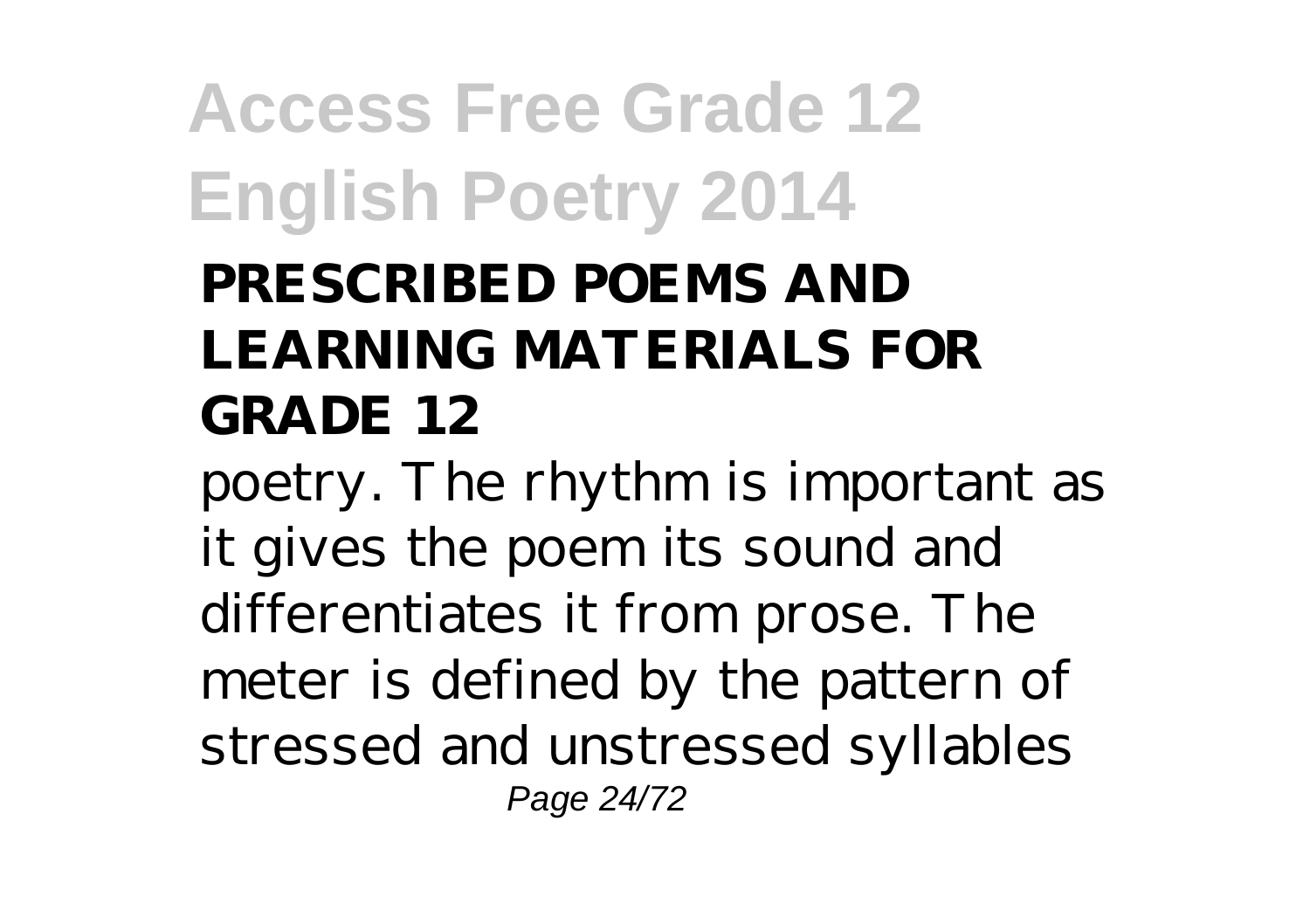**PRESCRIBED POEMS AND LEARNING MATERIALS FOR GRADE 12**

poetry. The rhythm is important as it gives the poem its sound and differentiates it from prose. The meter is defined by the pattern of stressed and unstressed syllables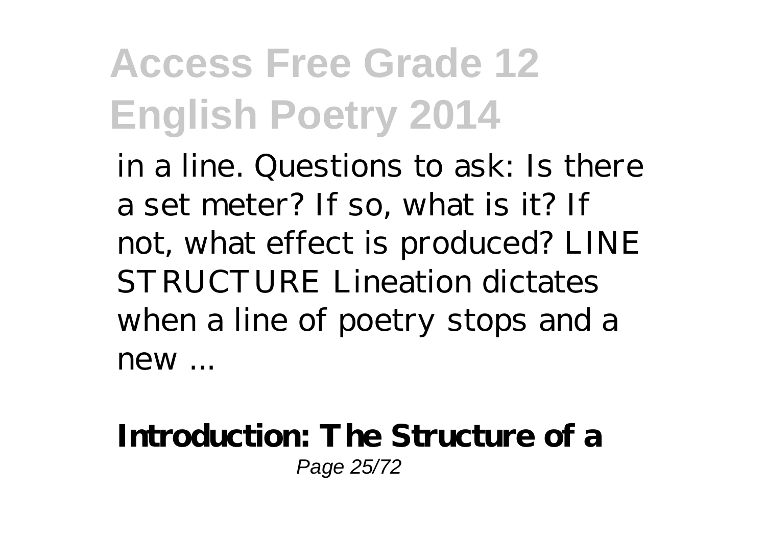in a line. Questions to ask: Is there a set meter? If so, what is it? If not, what effect is produced? LINE STRUCTURE Lineation dictates when a line of poetry stops and a new ...

**Introduction: The Structure of a**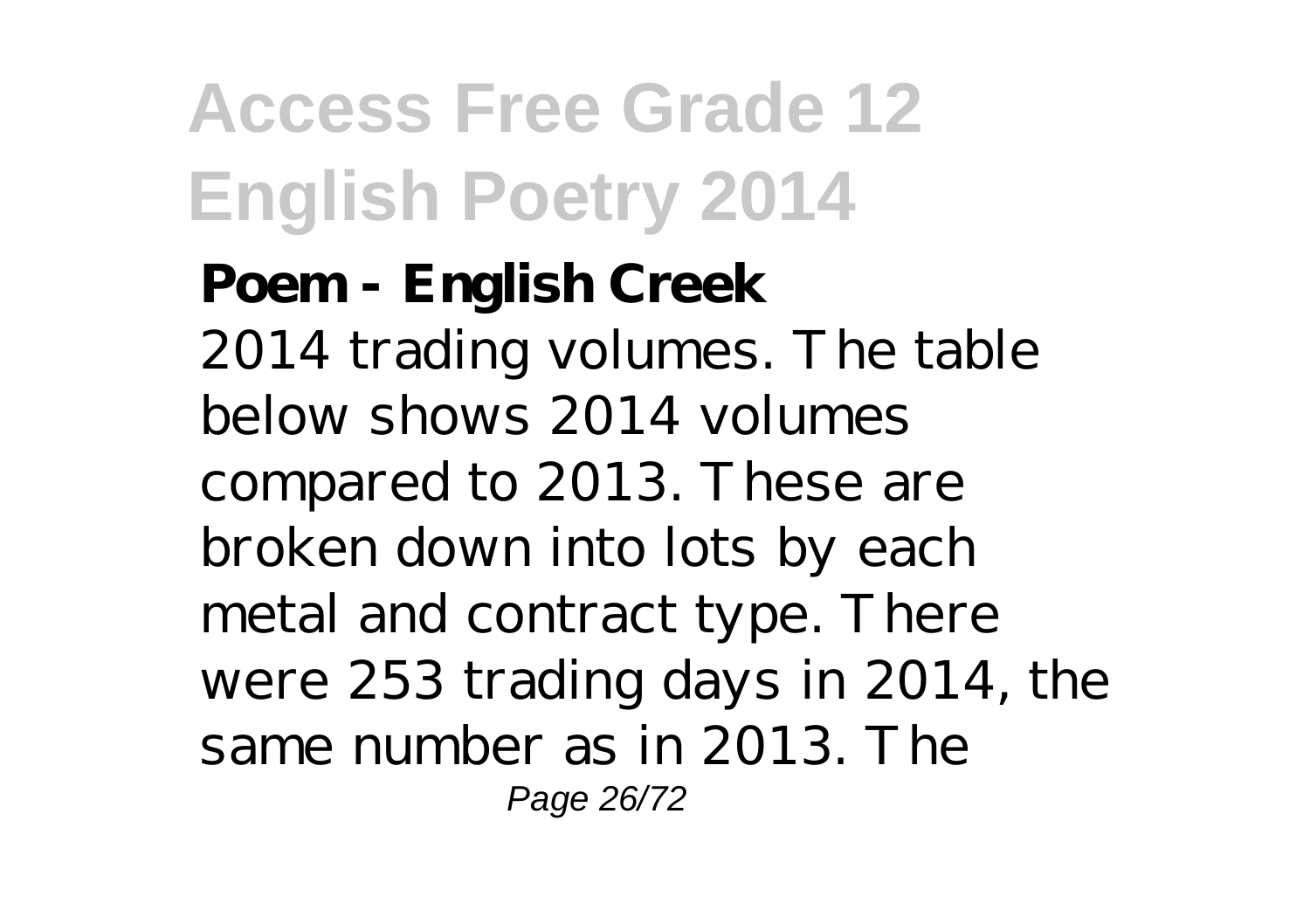**Poem - English Creek**

2014 trading volumes. The table below shows 2014 volumes compared to 2013. These are broken down into lots by each metal and contract type. There were 253 trading days in 2014, the same number as in 2013. The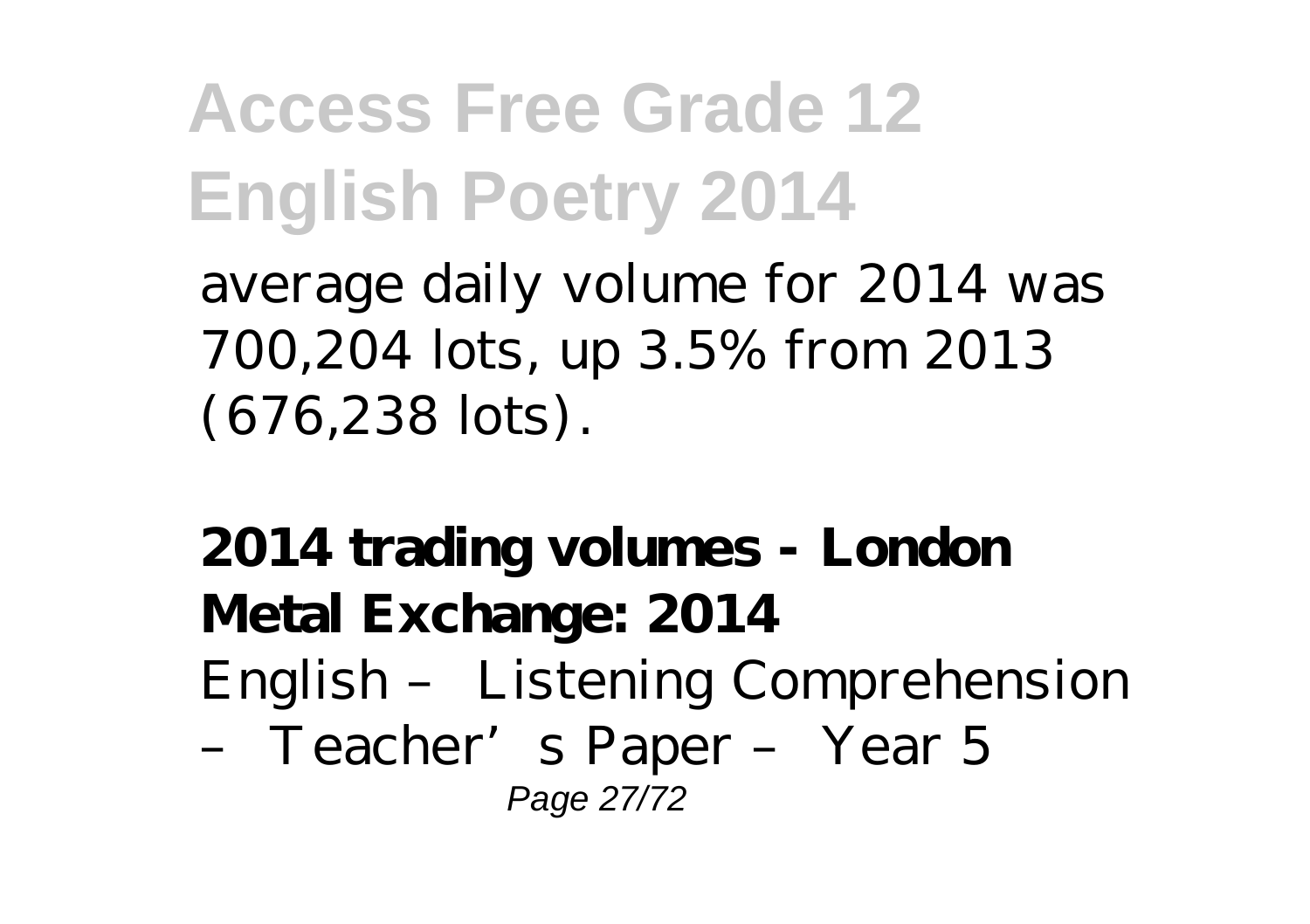average daily volume for 2014 was 700,204 lots, up 3.5% from 2013 (676,238 lots).

**2014 trading volumes - London Metal Exchange: 2014**

English – Listening Comprehension – Teacher's Paper – Year 5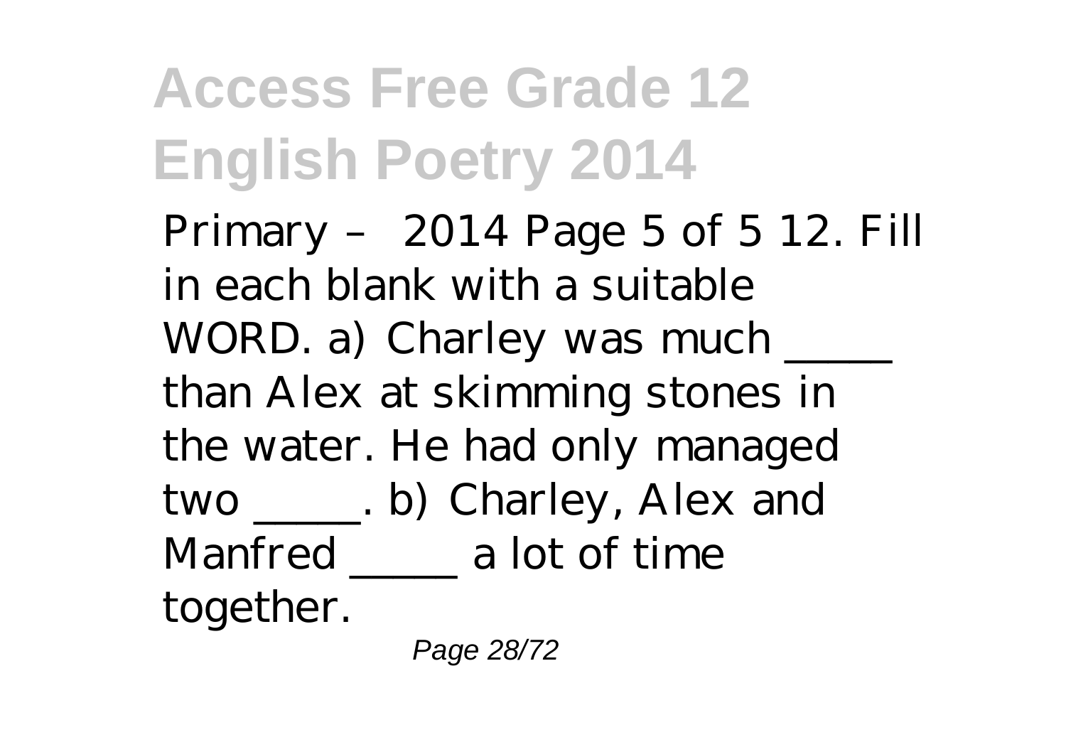# Access Free Grade 12 English Poetry 2014

Primary – 2014 Page 5 of 5 12. Fill in each blank with a suitable WORD. a) Charley was much _____ than Alex at skimming stones in the water. He had only managed two _____. b) Charley, Alex and Manfred _____ a lot of time together.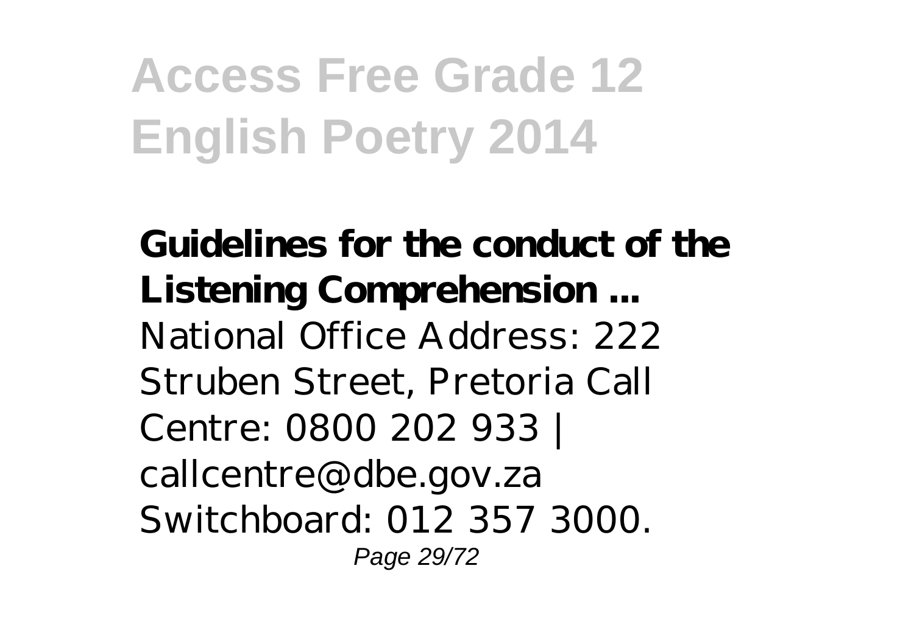**Guidelines for the conduct of the Listening Comprehension ...**
National Office Address: 222 Struben Street, Pretoria Call Centre: 0800 202 933 | callcentre@dbe.gov.za Switchboard: 012 357 3000.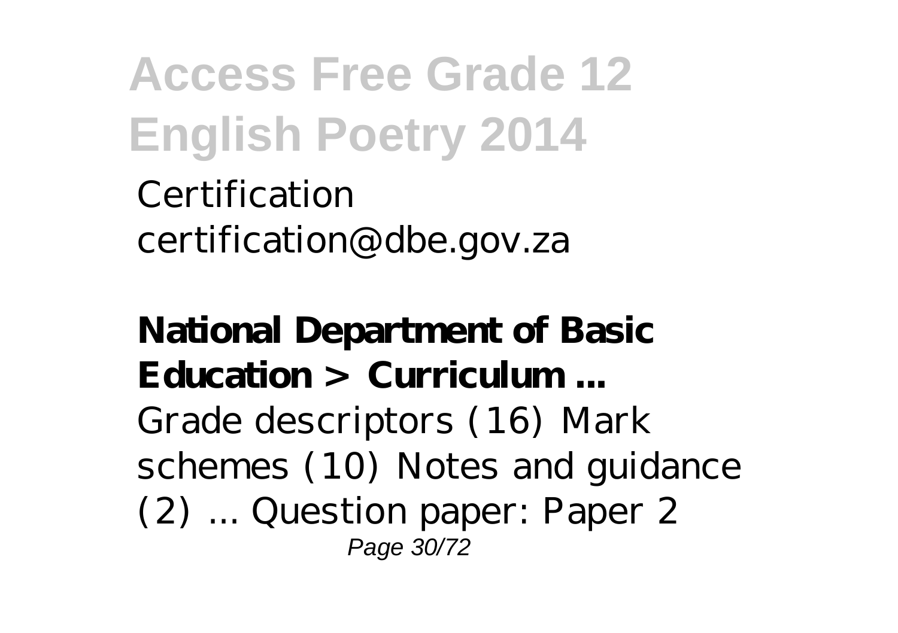Certification
certification@dbe.gov.za

**National Department of Basic Education > Curriculum ...**

Grade descriptors (16) Mark schemes (10) Notes and guidance (2) ... Question paper: Paper 2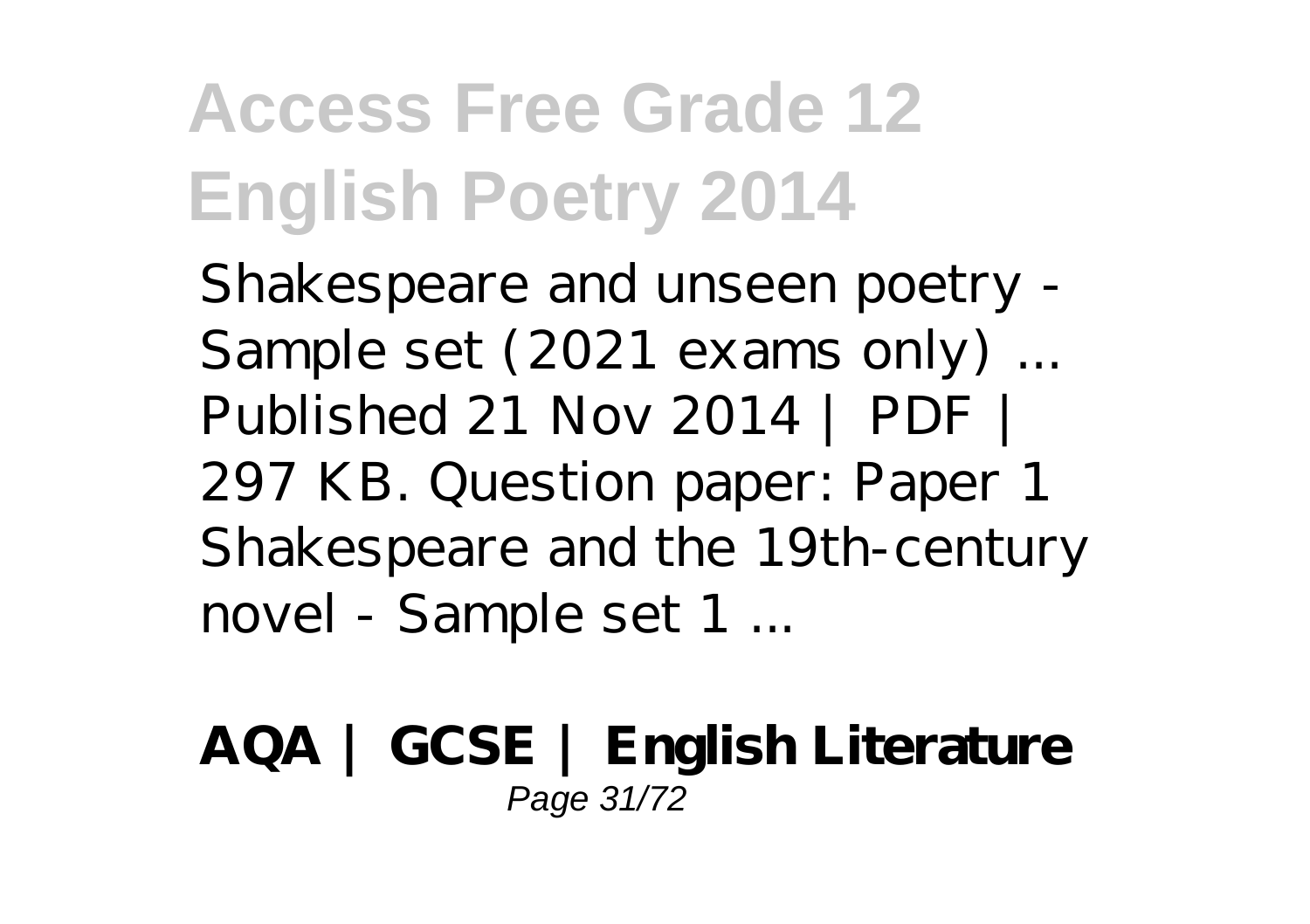Shakespeare and unseen poetry - Sample set (2021 exams only) ... Published 21 Nov 2014 | PDF | 297 KB. Question paper: Paper 1 Shakespeare and the 19th-century novel - Sample set 1 ...

**AQA | GCSE | English Literature**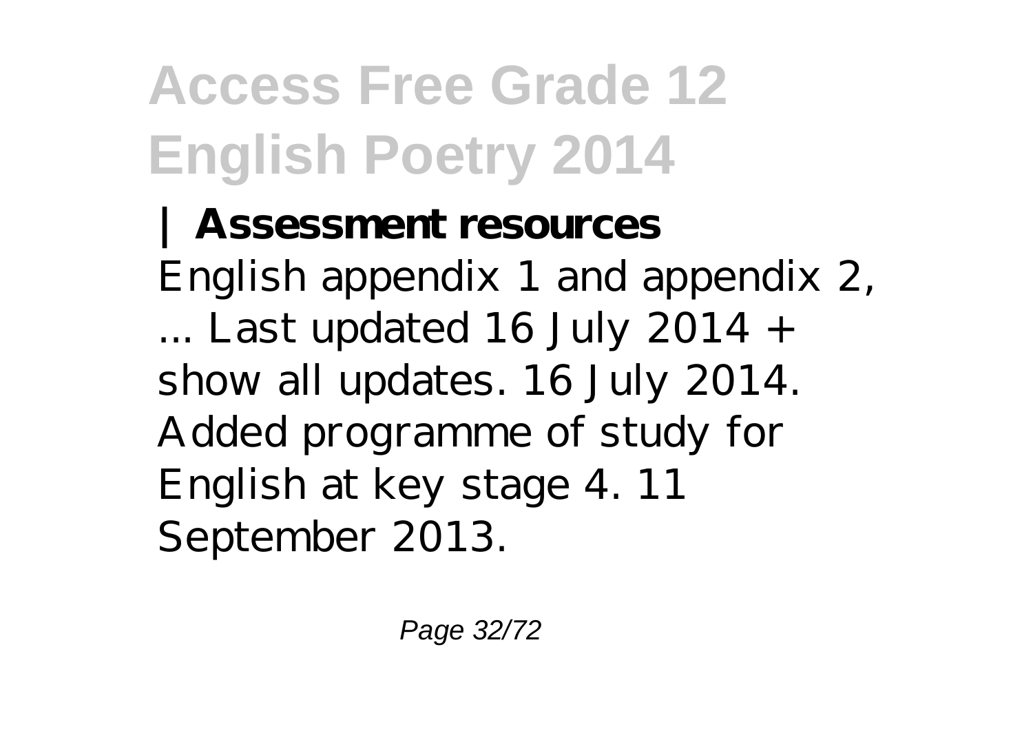**| Assessment resources**

English appendix 1 and appendix 2, ... Last updated 16 July 2014 + show all updates. 16 July 2014. Added programme of study for English at key stage 4. 11 September 2013.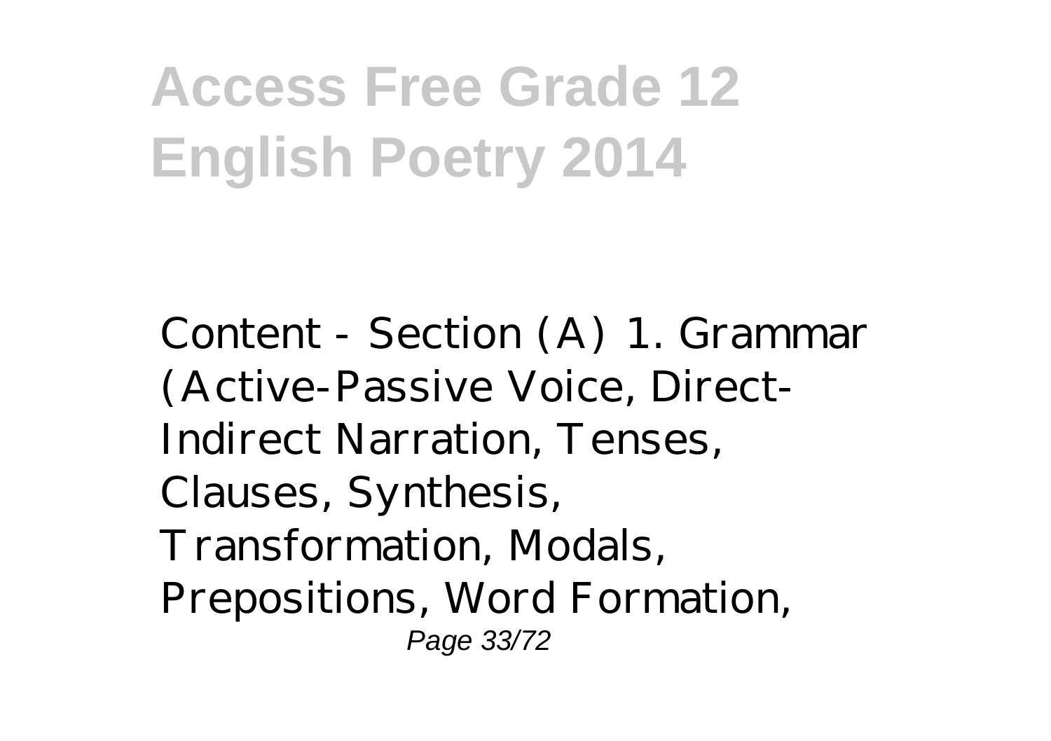Content - Section (A) 1. Grammar (Active-Passive Voice, Direct-Indirect Narration, Tenses, Clauses, Synthesis, Transformation, Modals, Prepositions, Word Formation,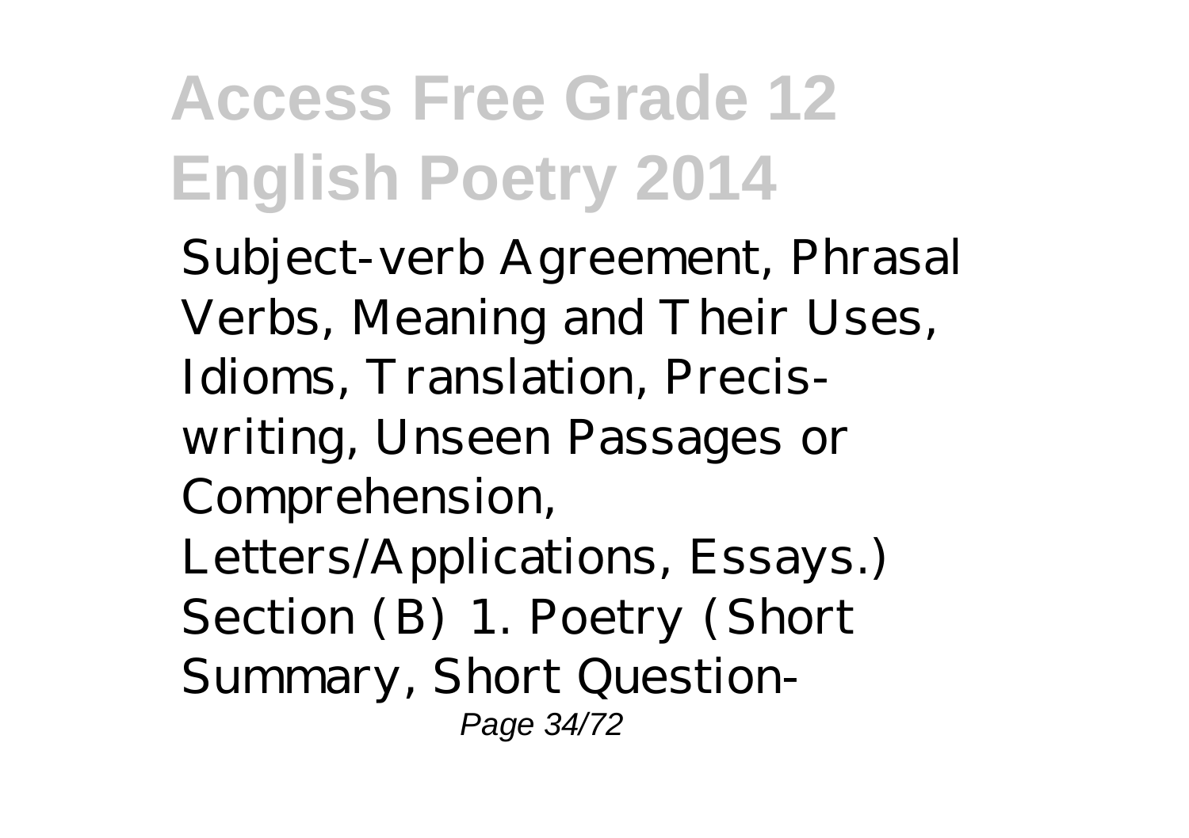Subject-verb Agreement, Phrasal Verbs, Meaning and Their Uses, Idioms, Translation, Precis-writing, Unseen Passages or Comprehension, Letters/Applications, Essays.) Section (B) 1. Poetry (Short Summary, Short Question-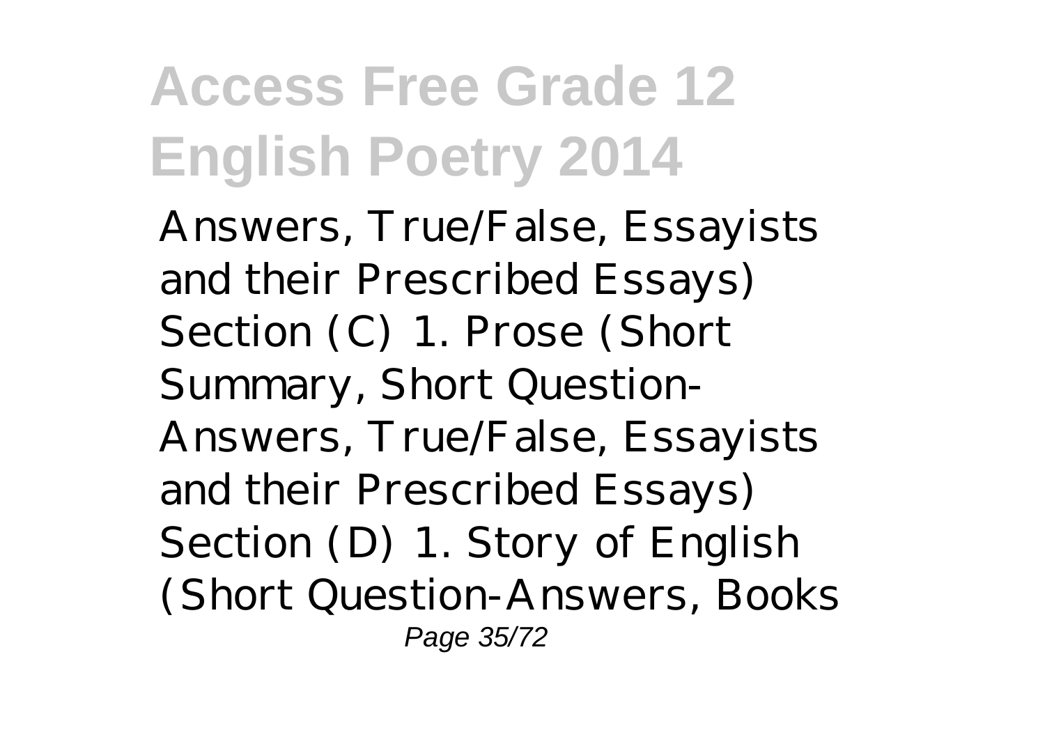Answers, True/False, Essayists and their Prescribed Essays) Section (C) 1. Prose (Short Summary, Short Question-Answers, True/False, Essayists and their Prescribed Essays) Section (D) 1. Story of English (Short Question-Answers, Books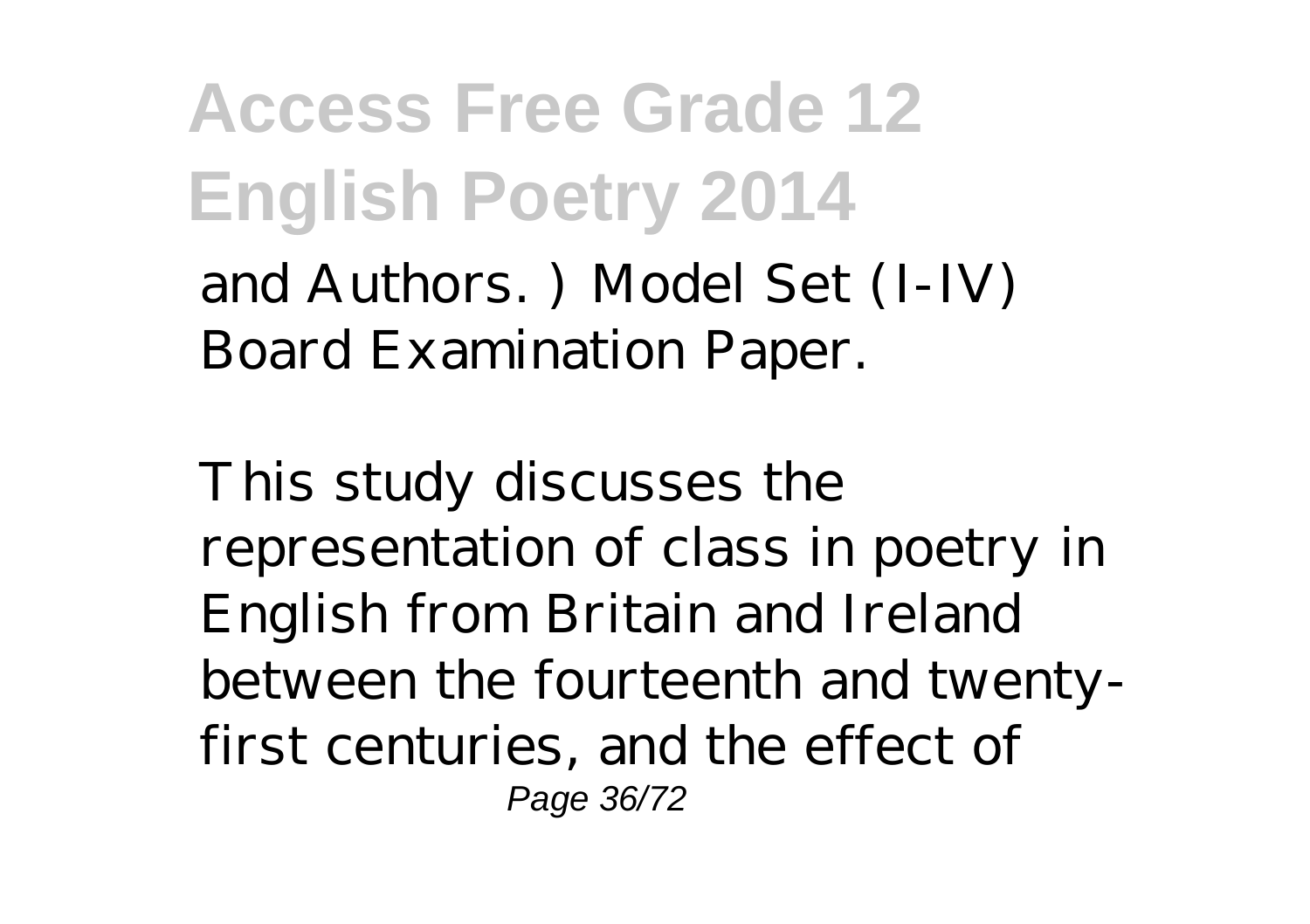and Authors. ) Model Set (I-IV) Board Examination Paper.

This study discusses the representation of class in poetry in English from Britain and Ireland between the fourteenth and twenty-first centuries, and the effect of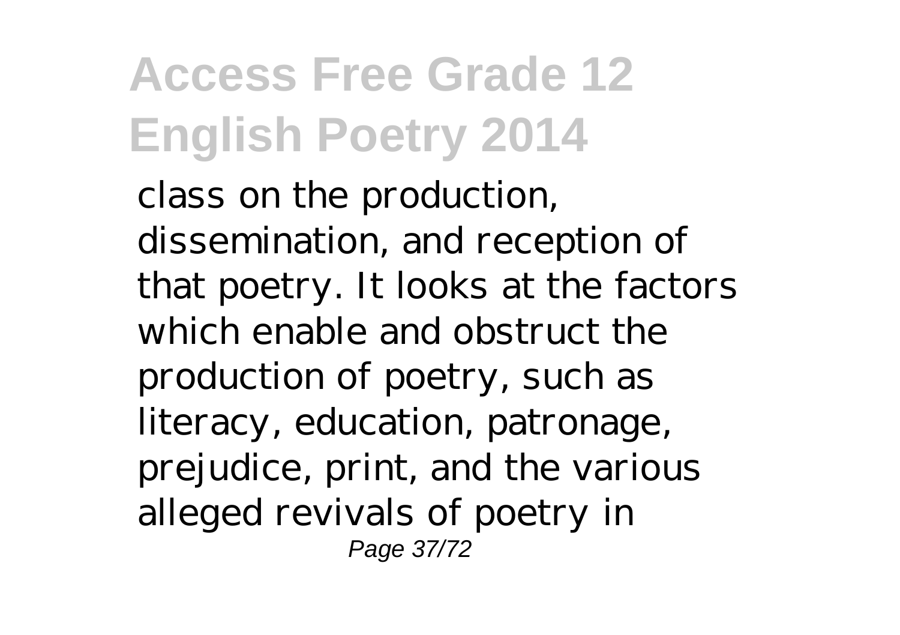class on the production, dissemination, and reception of that poetry. It looks at the factors which enable and obstruct the production of poetry, such as literacy, education, patronage, prejudice, print, and the various alleged revivals of poetry in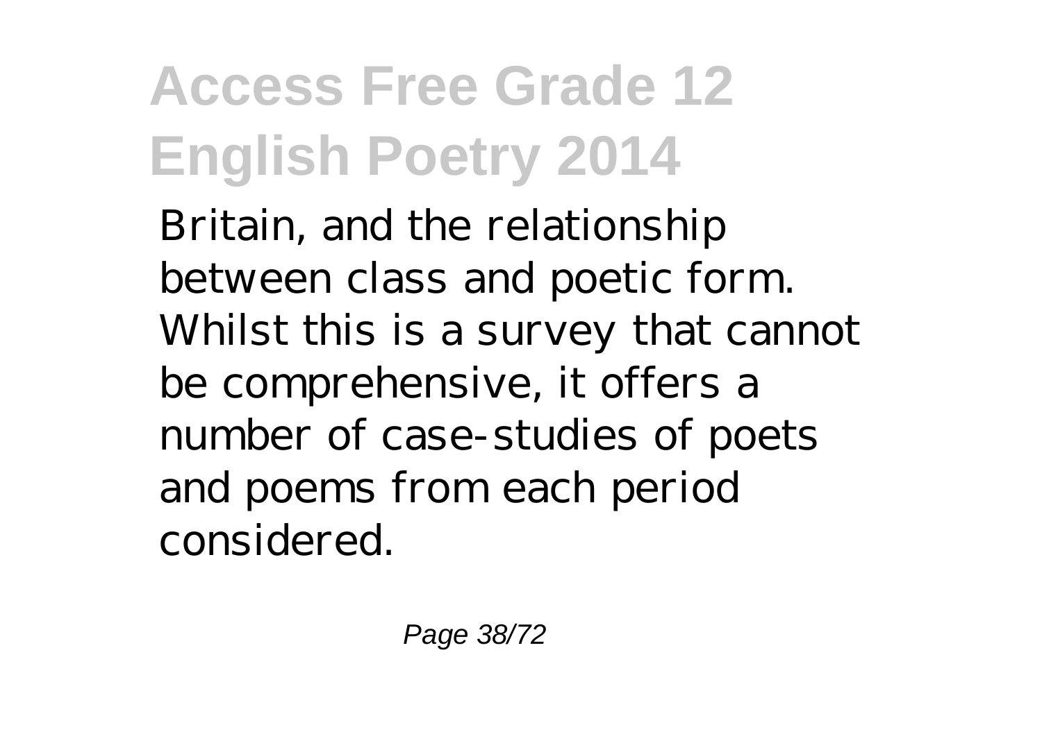Britain, and the relationship between class and poetic form. Whilst this is a survey that cannot be comprehensive, it offers a number of case-studies of poets and poems from each period considered.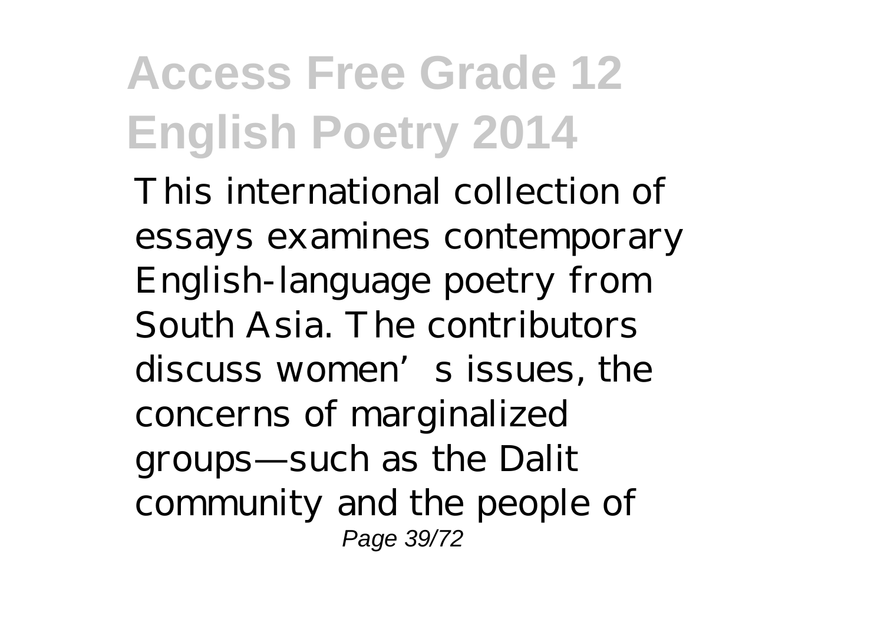This international collection of essays examines contemporary English-language poetry from South Asia. The contributors discuss women's issues, the concerns of marginalized groups—such as the Dalit community and the people of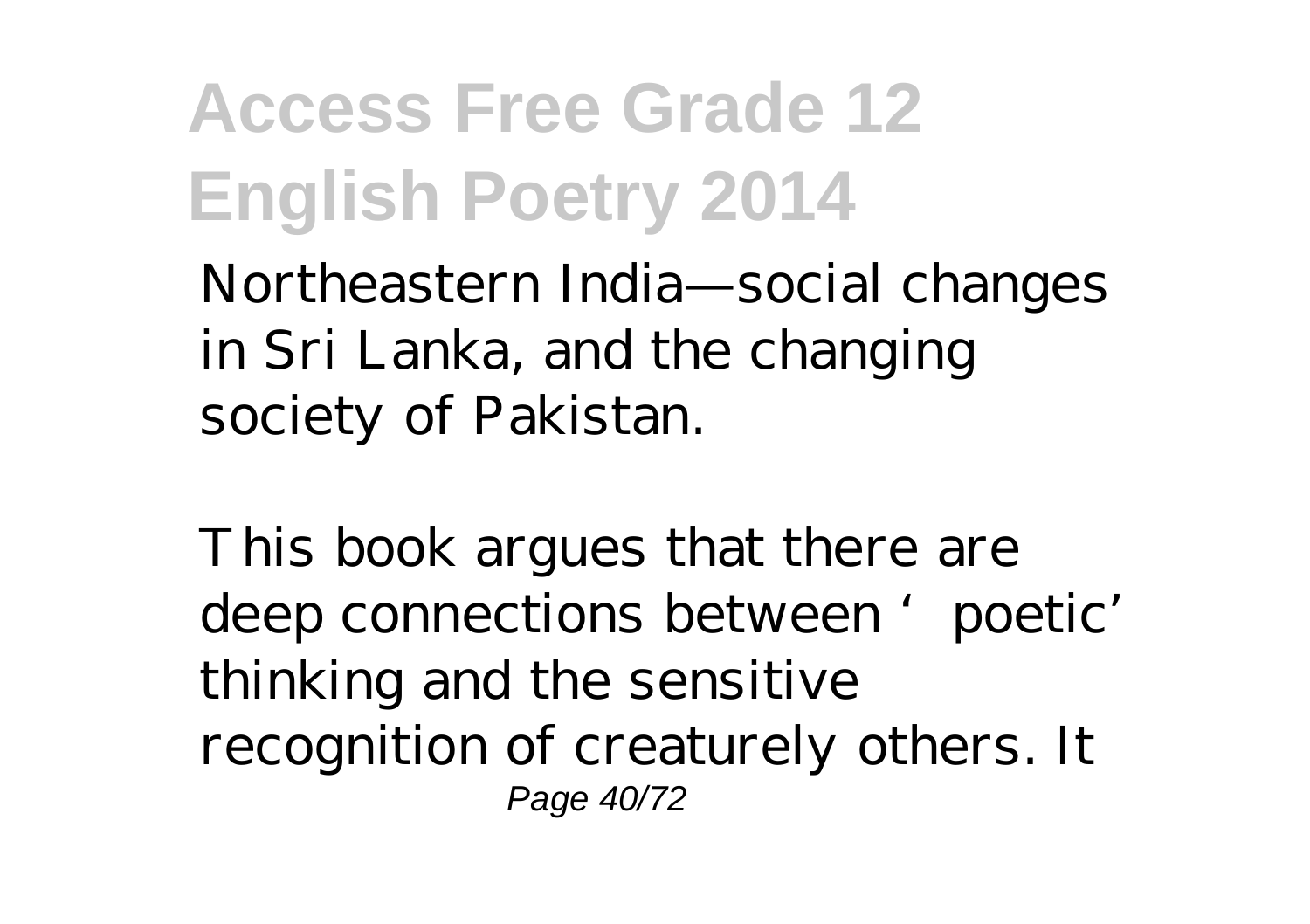Northeastern India—social changes in Sri Lanka, and the changing society of Pakistan.

This book argues that there are deep connections between 'poetic' thinking and the sensitive recognition of creaturely others. It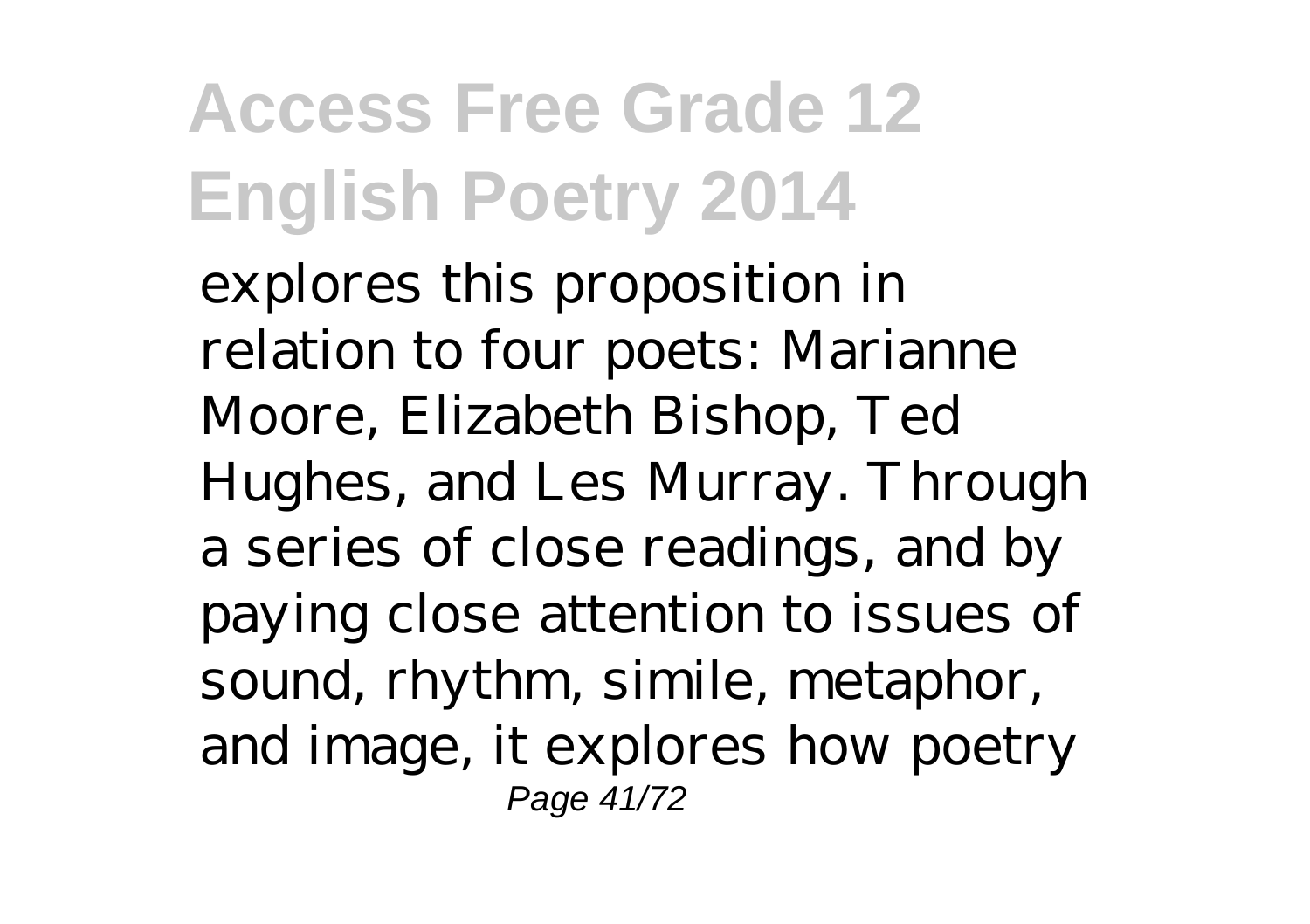explores this proposition in relation to four poets: Marianne Moore, Elizabeth Bishop, Ted Hughes, and Les Murray. Through a series of close readings, and by paying close attention to issues of sound, rhythm, simile, metaphor, and image, it explores how poetry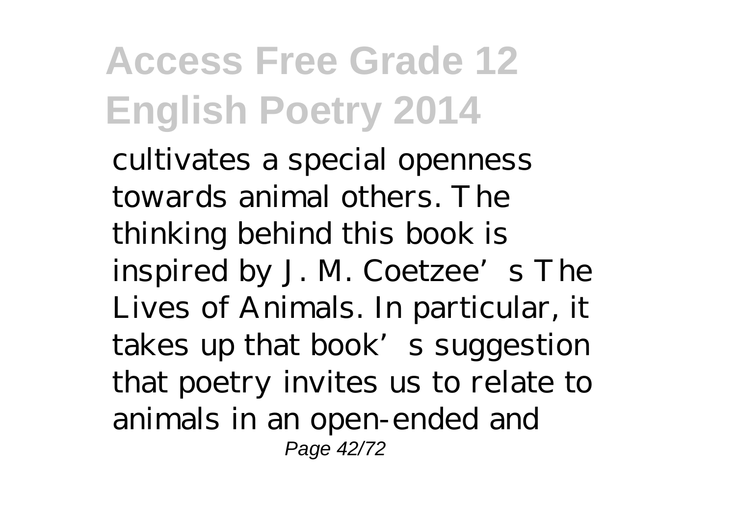cultivates a special openness towards animal others. The thinking behind this book is inspired by J. M. Coetzee's The Lives of Animals. In particular, it takes up that book's suggestion that poetry invites us to relate to animals in an open-ended and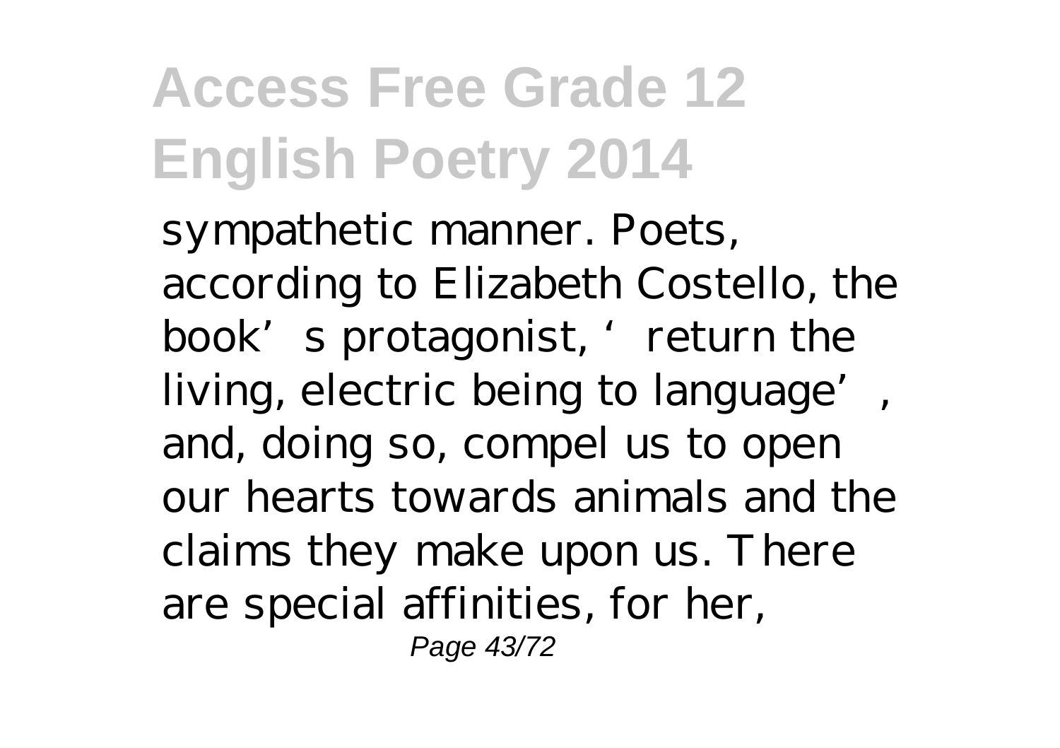sympathetic manner. Poets, according to Elizabeth Costello, the book's protagonist, 'return the living, electric being to language', and, doing so, compel us to open our hearts towards animals and the claims they make upon us. There are special affinities, for her,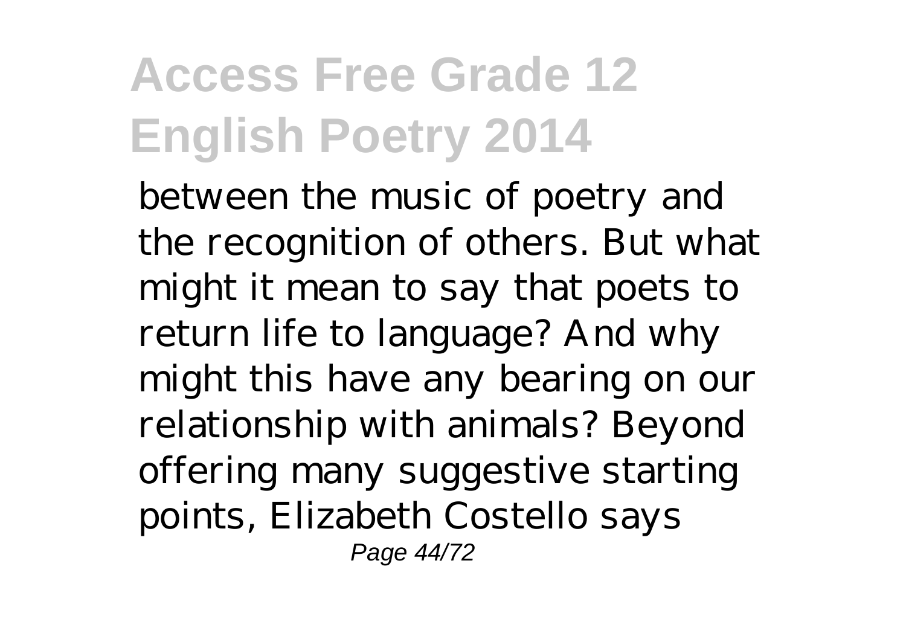between the music of poetry and the recognition of others. But what might it mean to say that poets to return life to language? And why might this have any bearing on our relationship with animals? Beyond offering many suggestive starting points, Elizabeth Costello says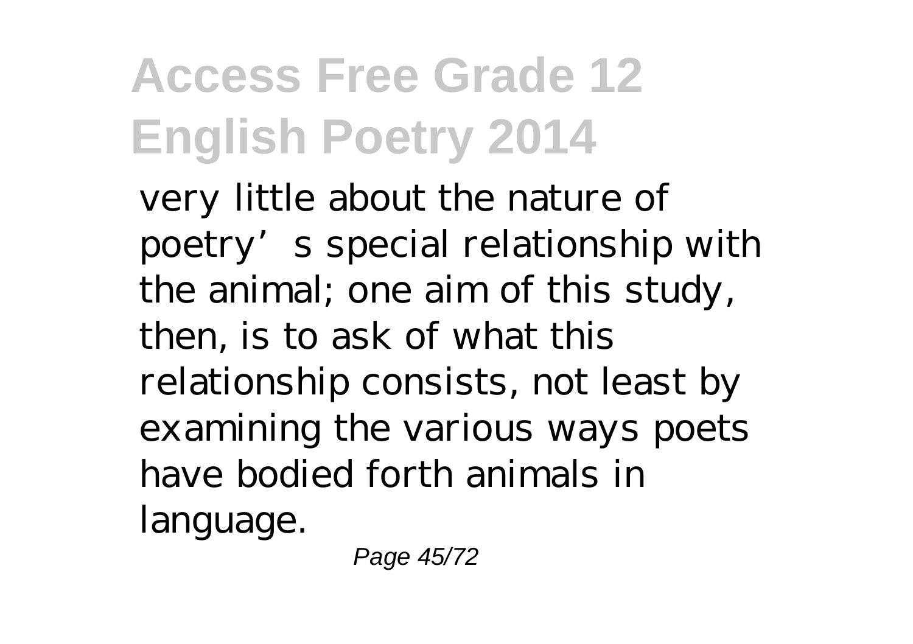very little about the nature of poetry's special relationship with the animal; one aim of this study, then, is to ask of what this relationship consists, not least by examining the various ways poets have bodied forth animals in language.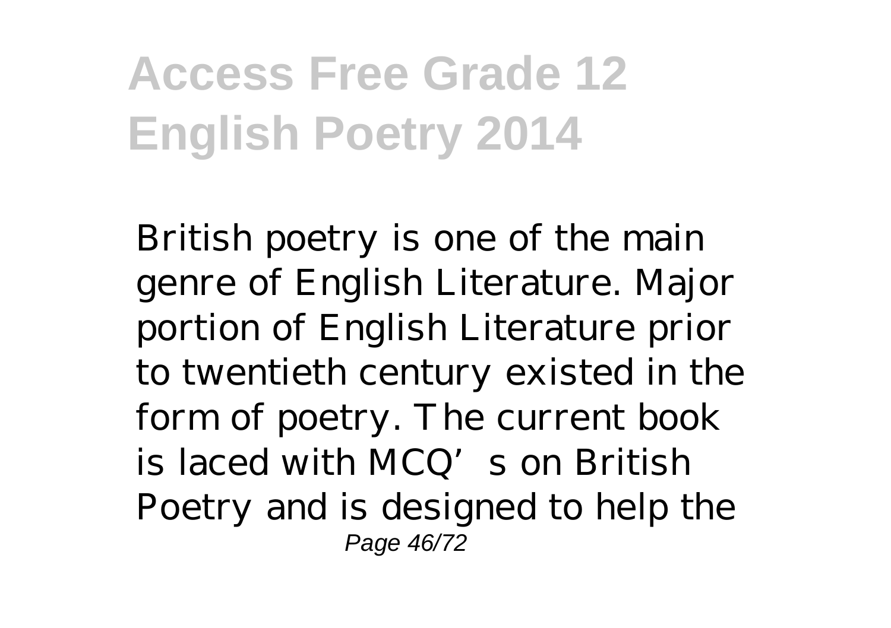British poetry is one of the main genre of English Literature. Major portion of English Literature prior to twentieth century existed in the form of poetry. The current book is laced with MCQ's on British Poetry and is designed to help the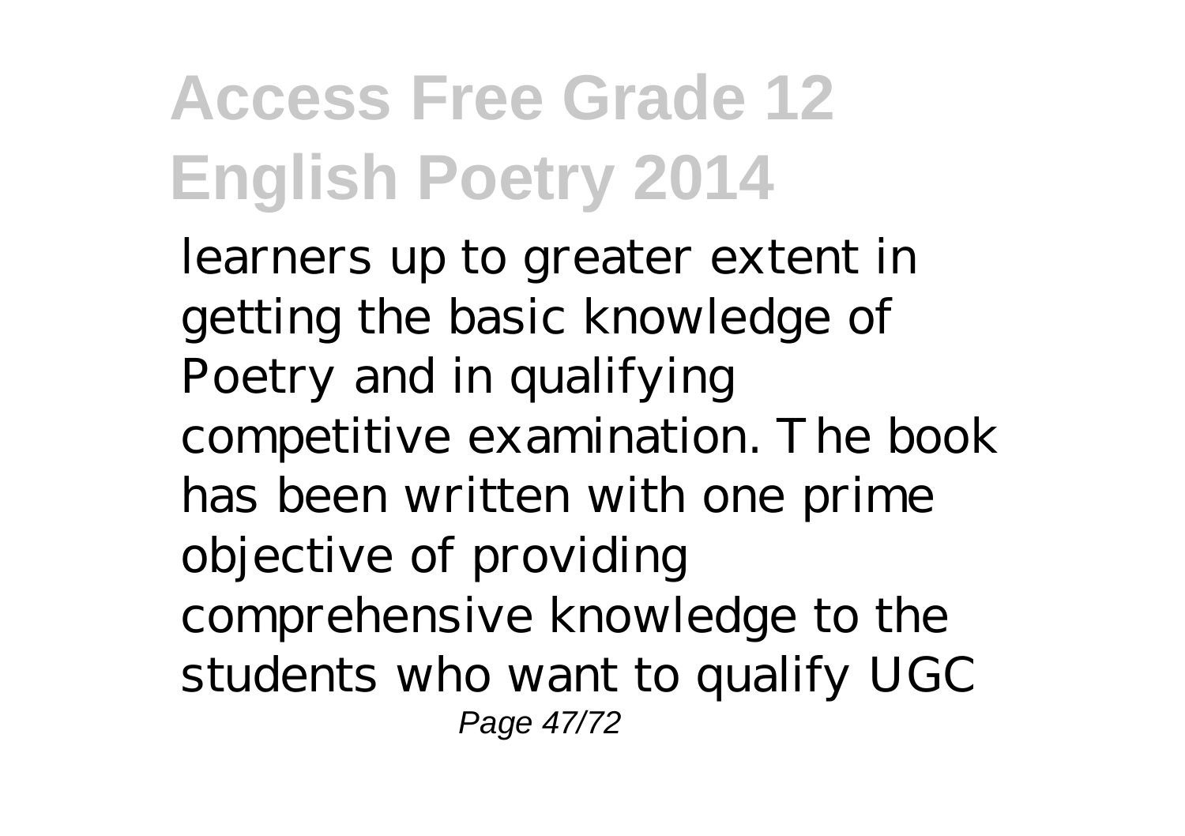learners up to greater extent in getting the basic knowledge of Poetry and in qualifying competitive examination. The book has been written with one prime objective of providing comprehensive knowledge to the students who want to qualify UGC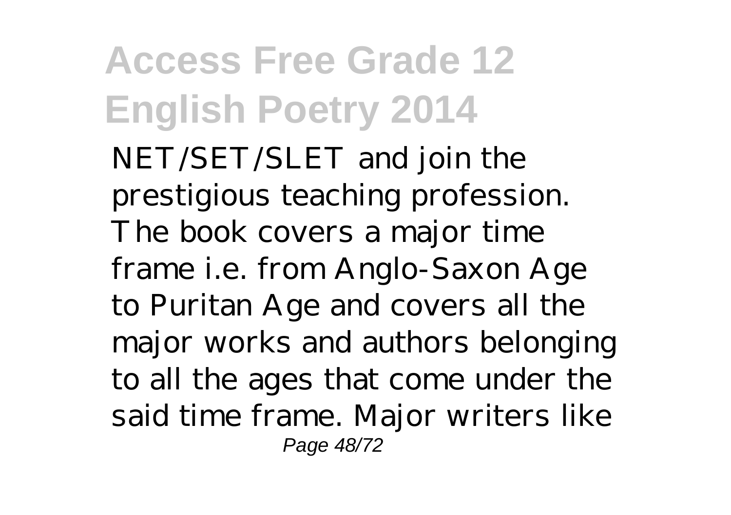NET/SET/SLET and join the prestigious teaching profession. The book covers a major time frame i.e. from Anglo-Saxon Age to Puritan Age and covers all the major works and authors belonging to all the ages that come under the said time frame. Major writers like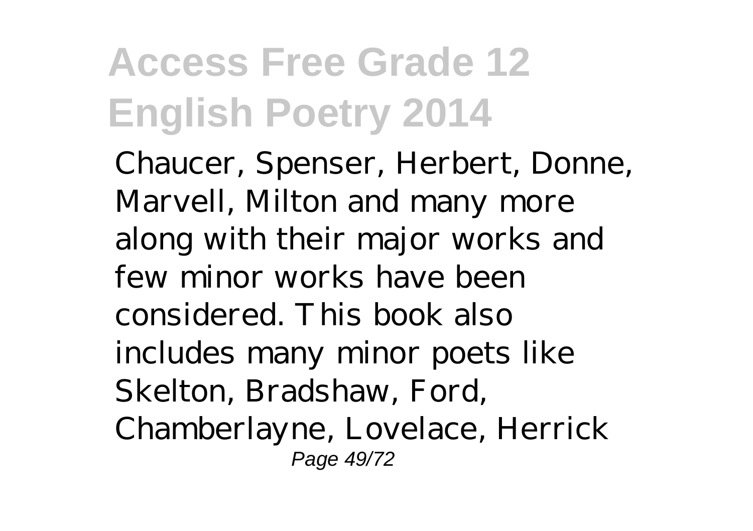Chaucer, Spenser, Herbert, Donne, Marvell, Milton and many more along with their major works and few minor works have been considered. This book also includes many minor poets like Skelton, Bradshaw, Ford, Chamberlayne, Lovelace, Herrick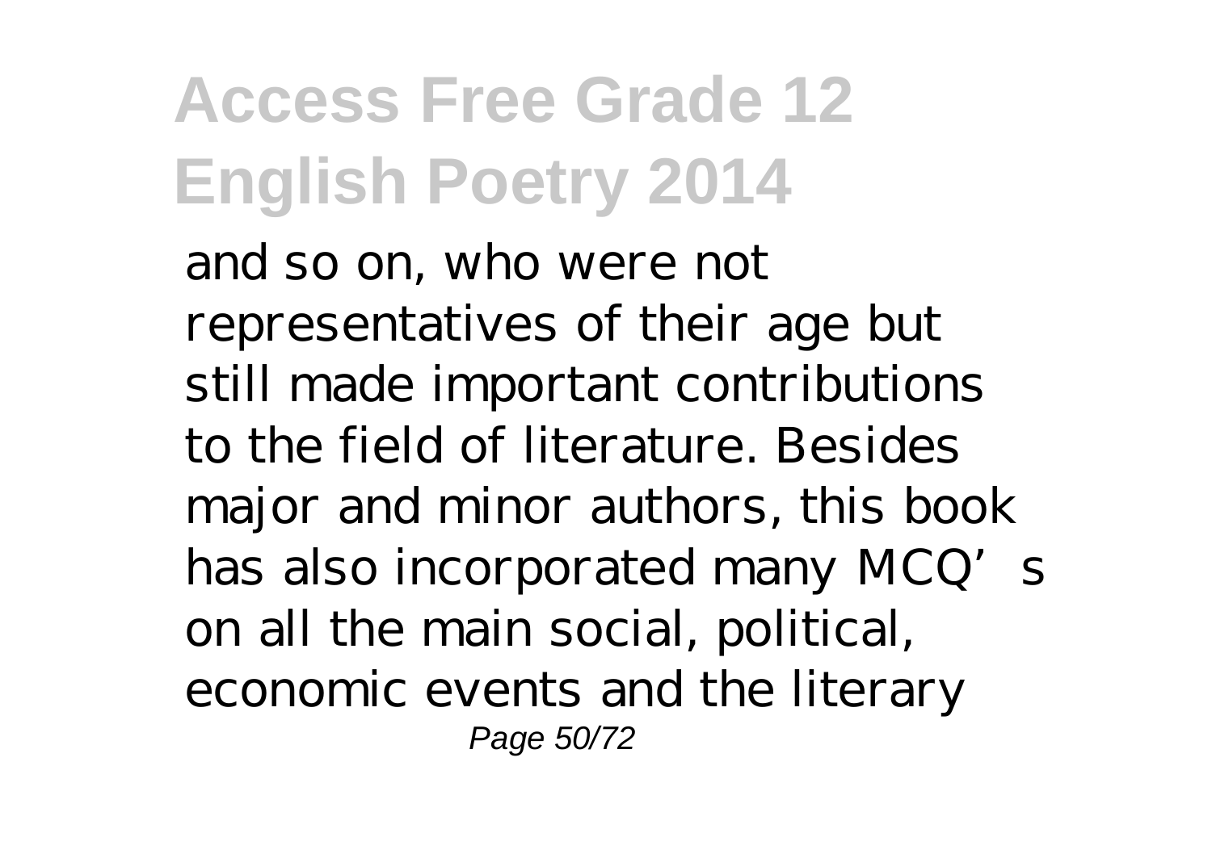and so on, who were not representatives of their age but still made important contributions to the field of literature. Besides major and minor authors, this book has also incorporated many MCQ's on all the main social, political, economic events and the literary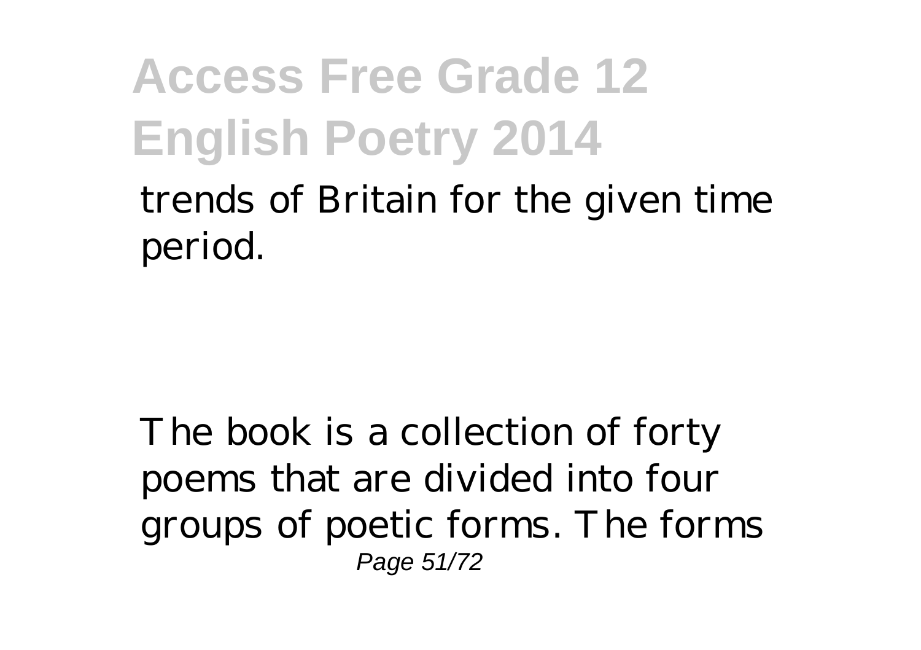trends of Britain for the given time period.

The book is a collection of forty poems that are divided into four groups of poetic forms. The forms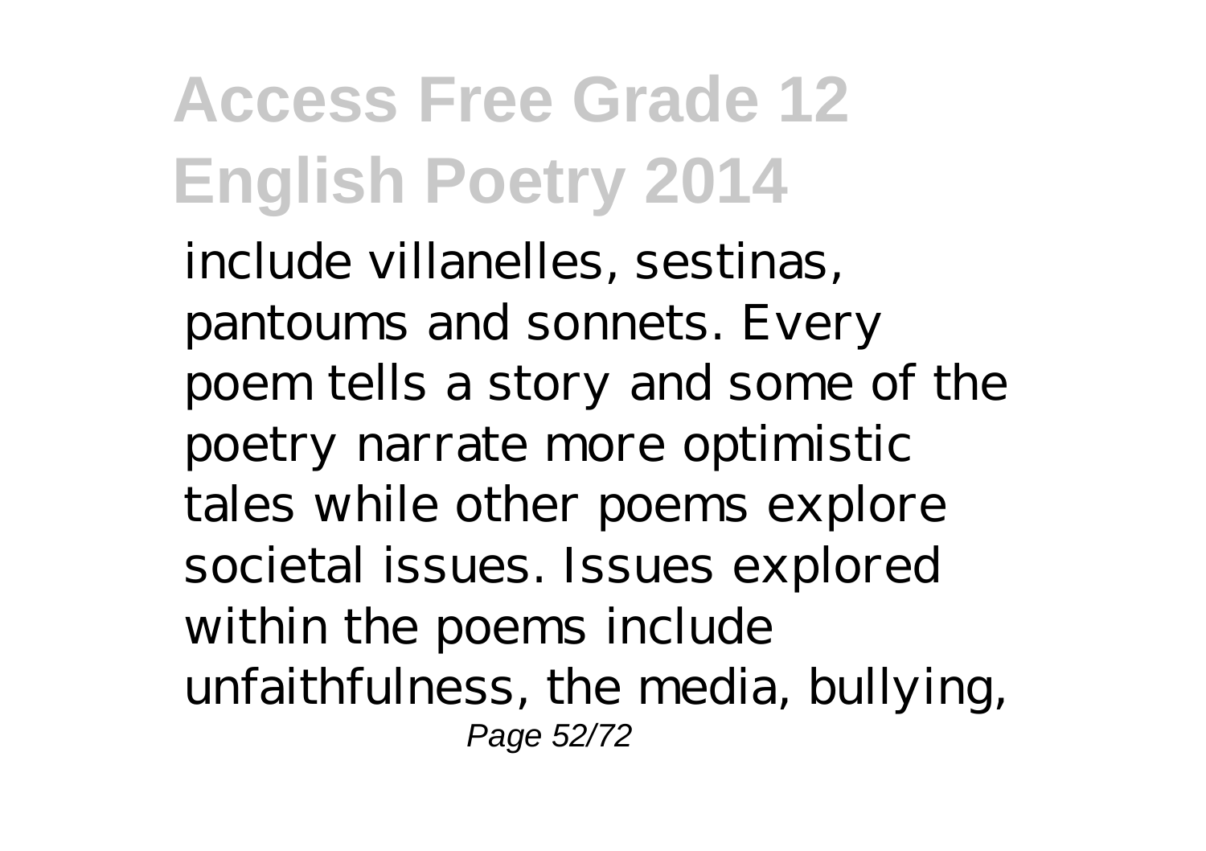include villanelles, sestinas, pantoums and sonnets. Every poem tells a story and some of the poetry narrate more optimistic tales while other poems explore societal issues. Issues explored within the poems include unfaithfulness, the media, bullying,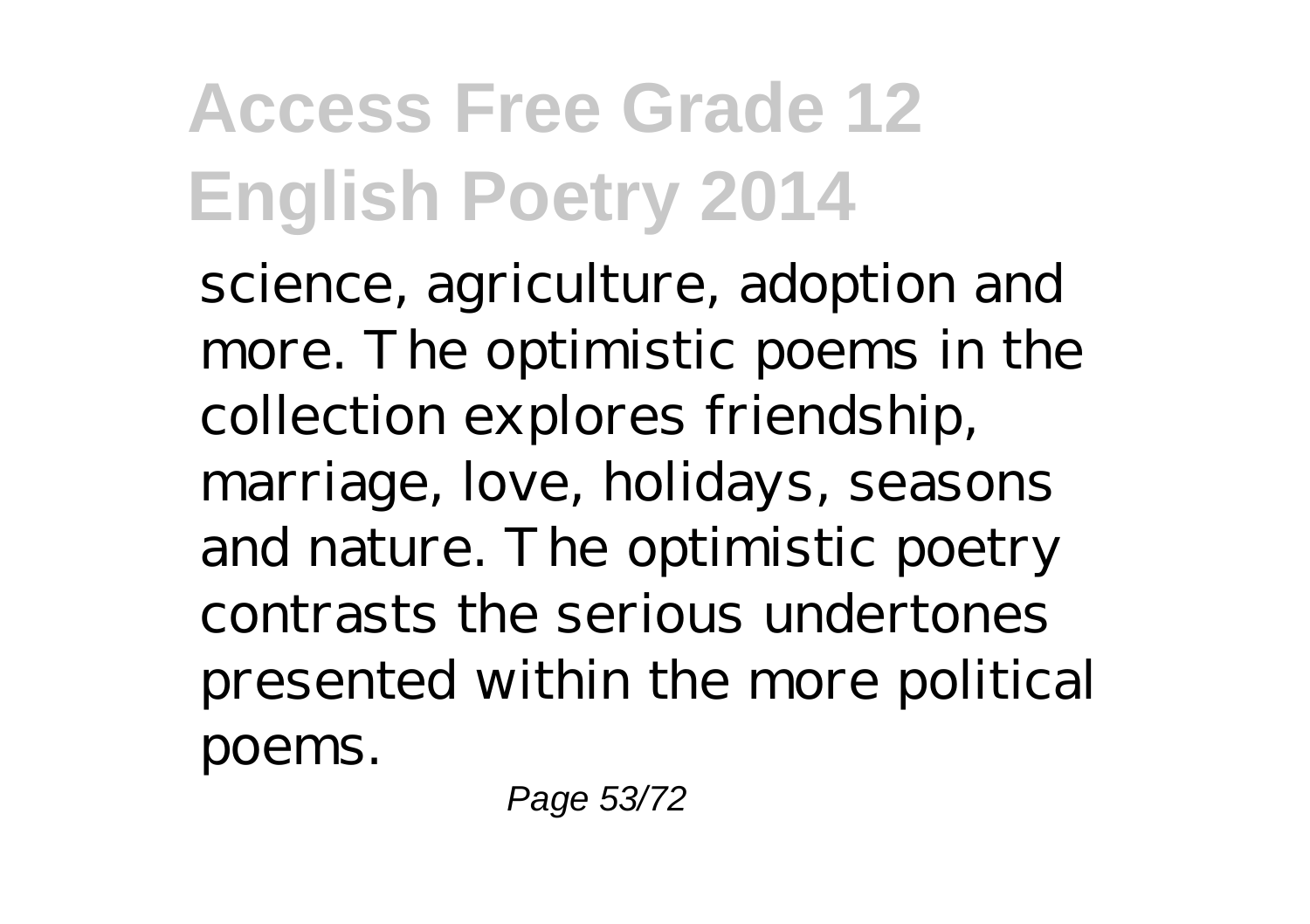science, agriculture, adoption and more. The optimistic poems in the collection explores friendship, marriage, love, holidays, seasons and nature. The optimistic poetry contrasts the serious undertones presented within the more political poems.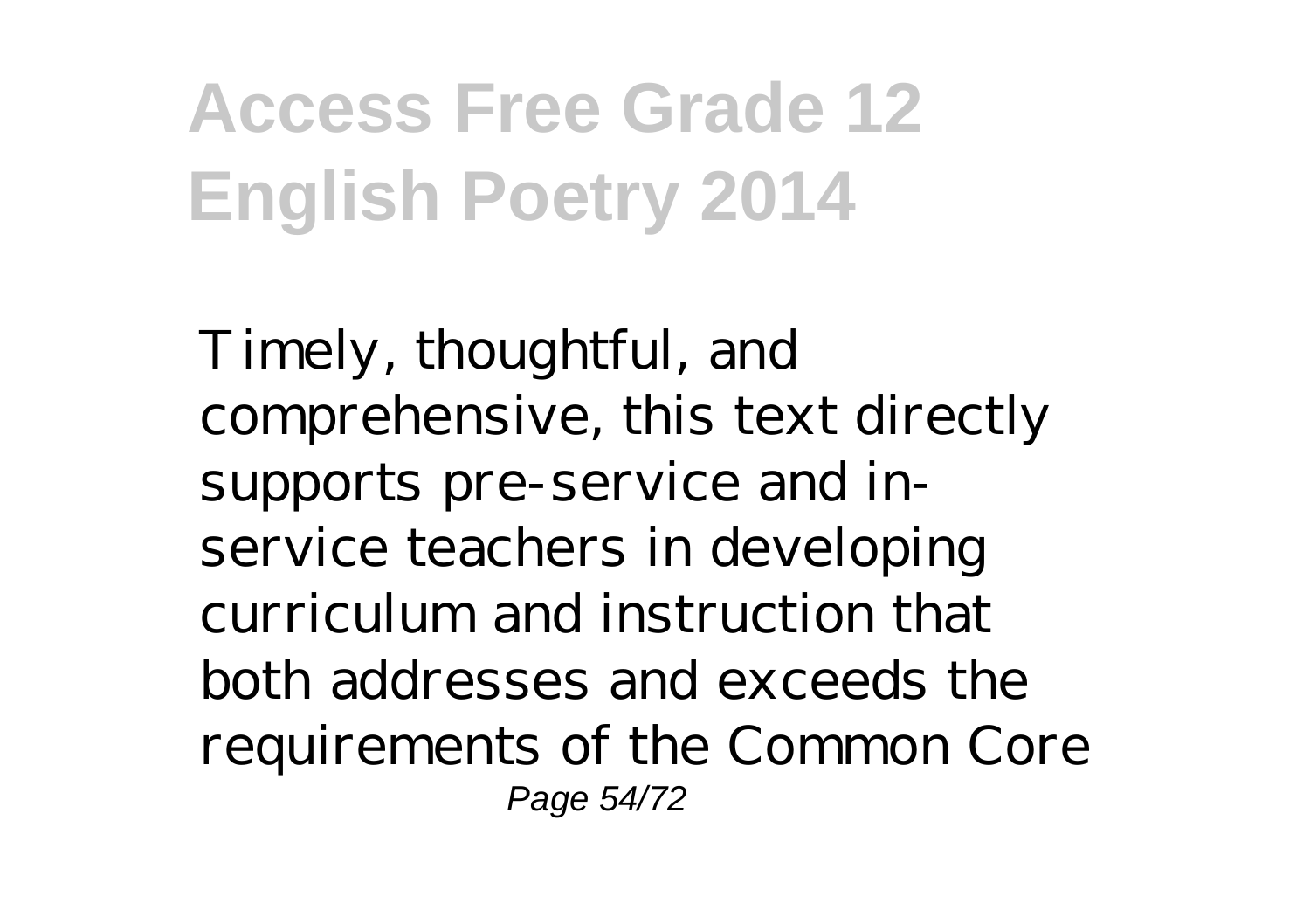Timely, thoughtful, and comprehensive, this text directly supports pre-service and in-service teachers in developing curriculum and instruction that both addresses and exceeds the requirements of the Common Core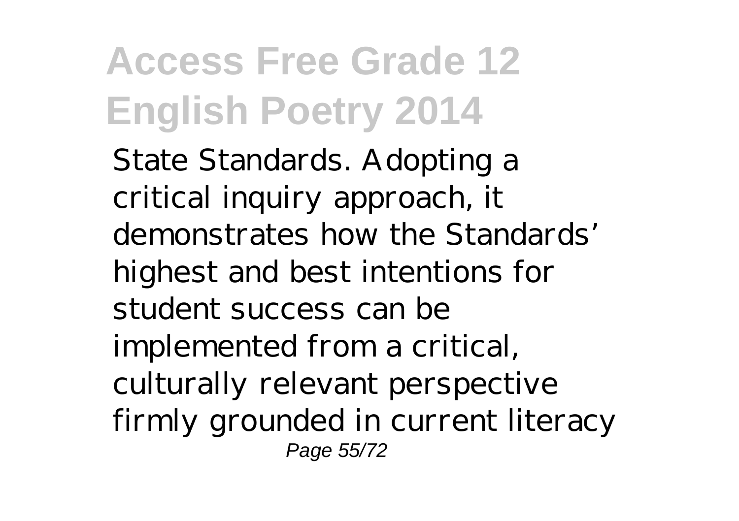State Standards. Adopting a critical inquiry approach, it demonstrates how the Standards' highest and best intentions for student success can be implemented from a critical, culturally relevant perspective firmly grounded in current literacy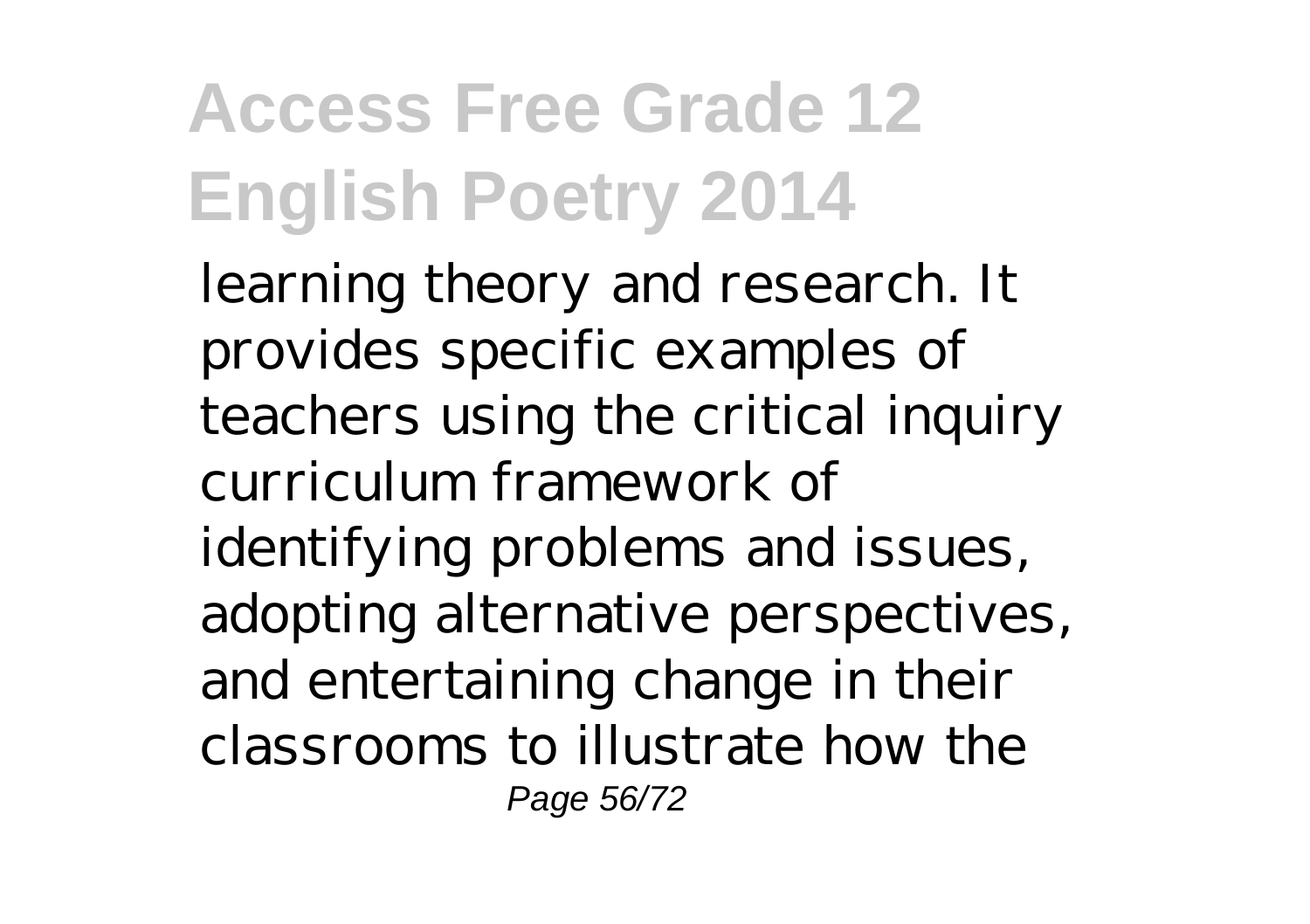learning theory and research. It provides specific examples of teachers using the critical inquiry curriculum framework of identifying problems and issues, adopting alternative perspectives, and entertaining change in their classrooms to illustrate how the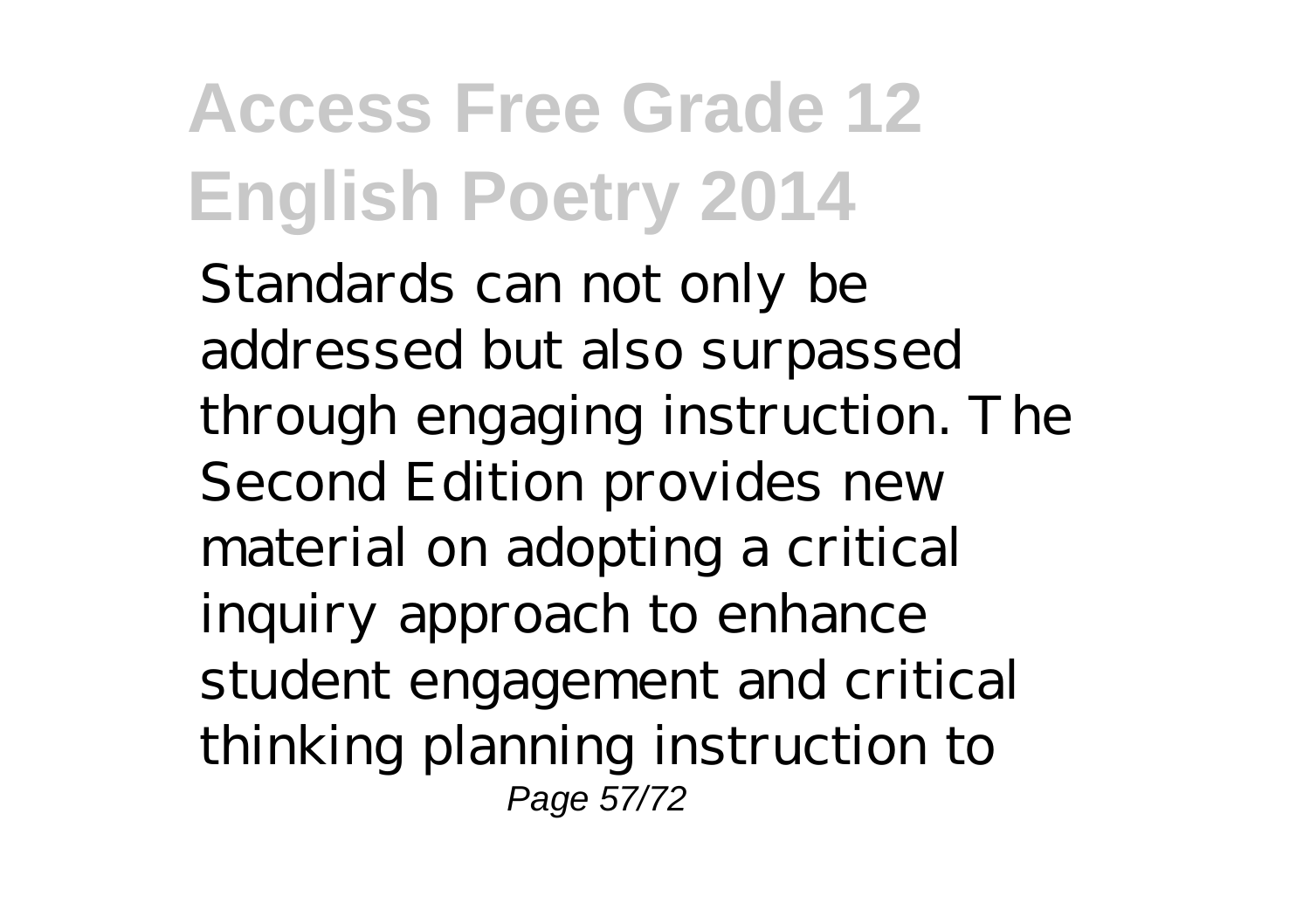Standards can not only be addressed but also surpassed through engaging instruction. The Second Edition provides new material on adopting a critical inquiry approach to enhance student engagement and critical thinking planning instruction to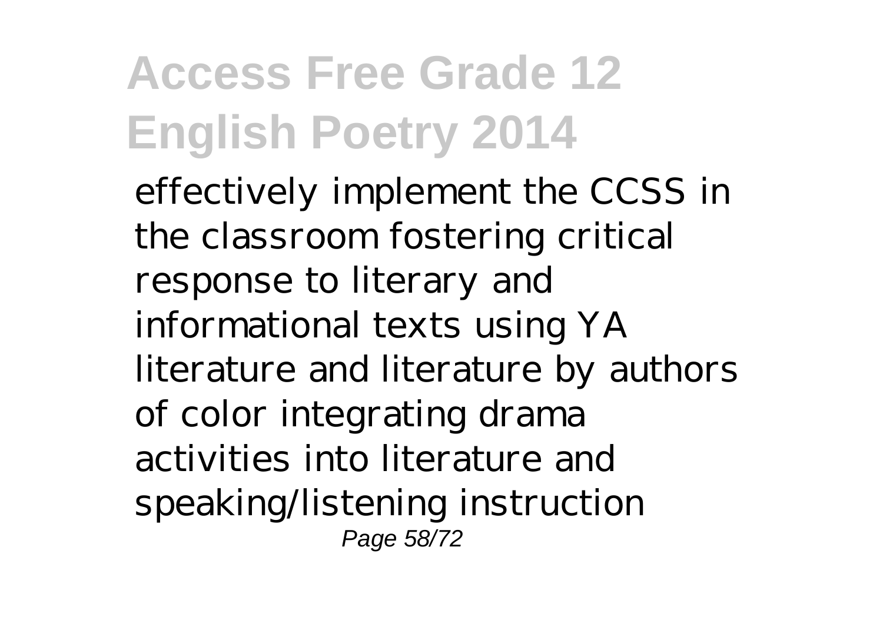effectively implement the CCSS in the classroom fostering critical response to literary and informational texts using YA literature and literature by authors of color integrating drama activities into literature and speaking/listening instruction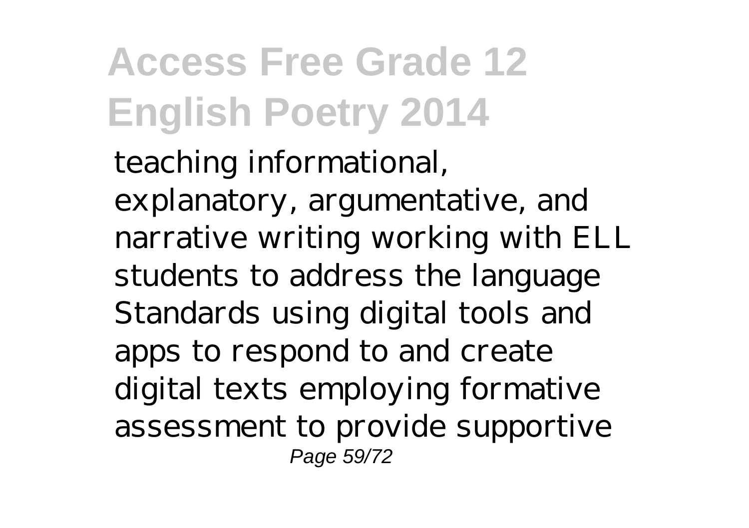teaching informational, explanatory, argumentative, and narrative writing working with ELL students to address the language Standards using digital tools and apps to respond to and create digital texts employing formative assessment to provide supportive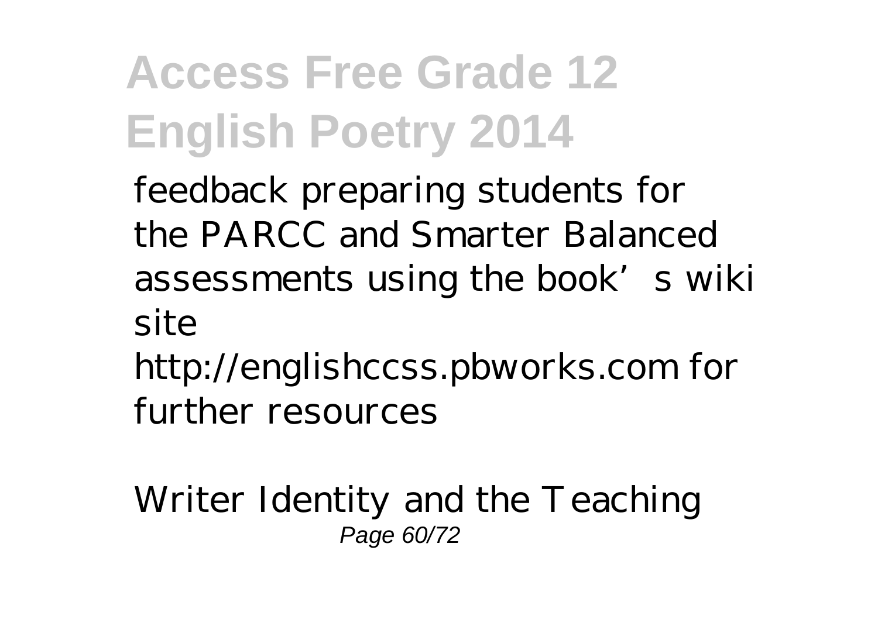feedback preparing students for the PARCC and Smarter Balanced assessments using the book's wiki site http://englishccss.pbworks.com for further resources

Writer Identity and the Teaching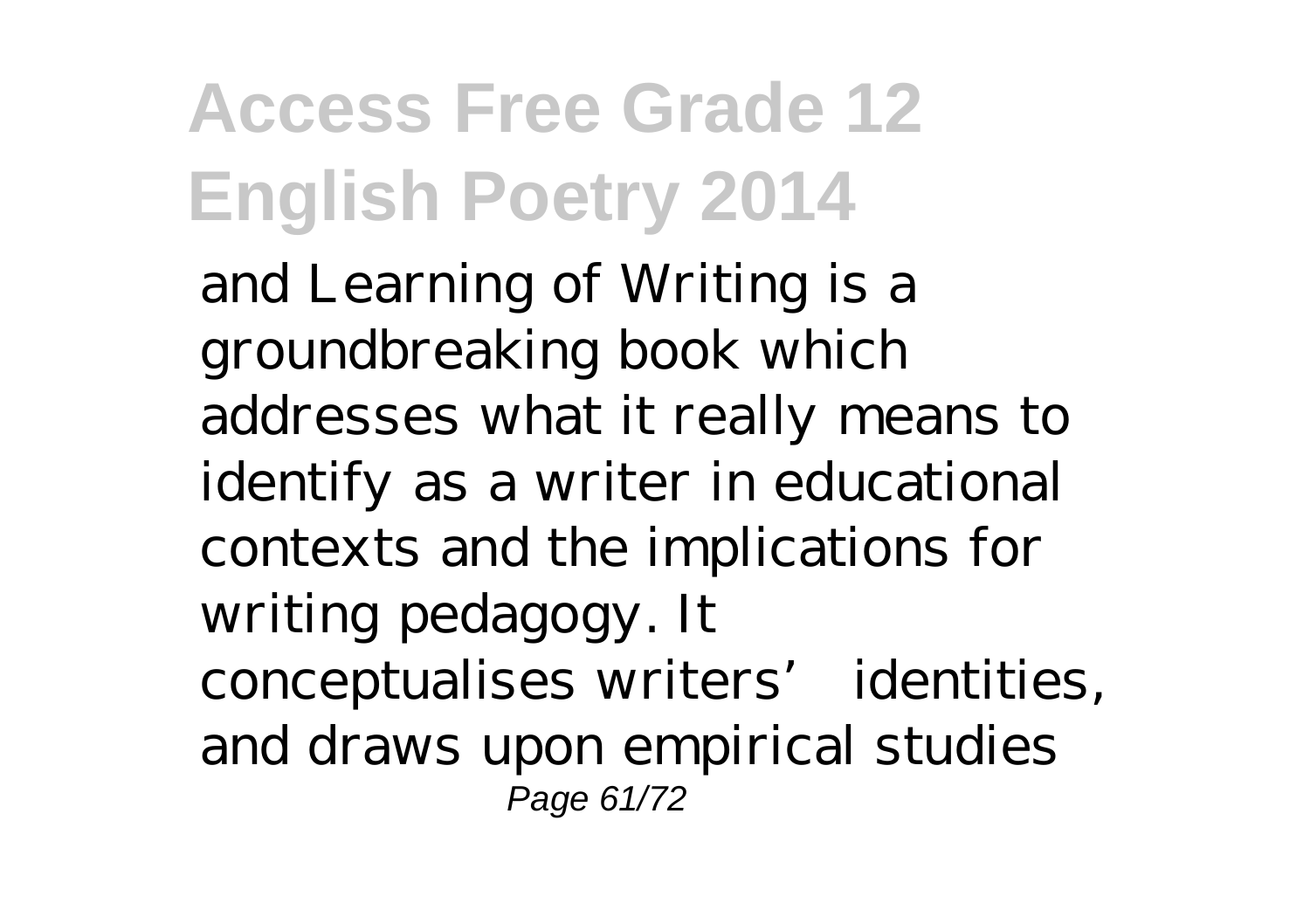and Learning of Writing is a groundbreaking book which addresses what it really means to identify as a writer in educational contexts and the implications for writing pedagogy. It conceptualises writers' identities, and draws upon empirical studies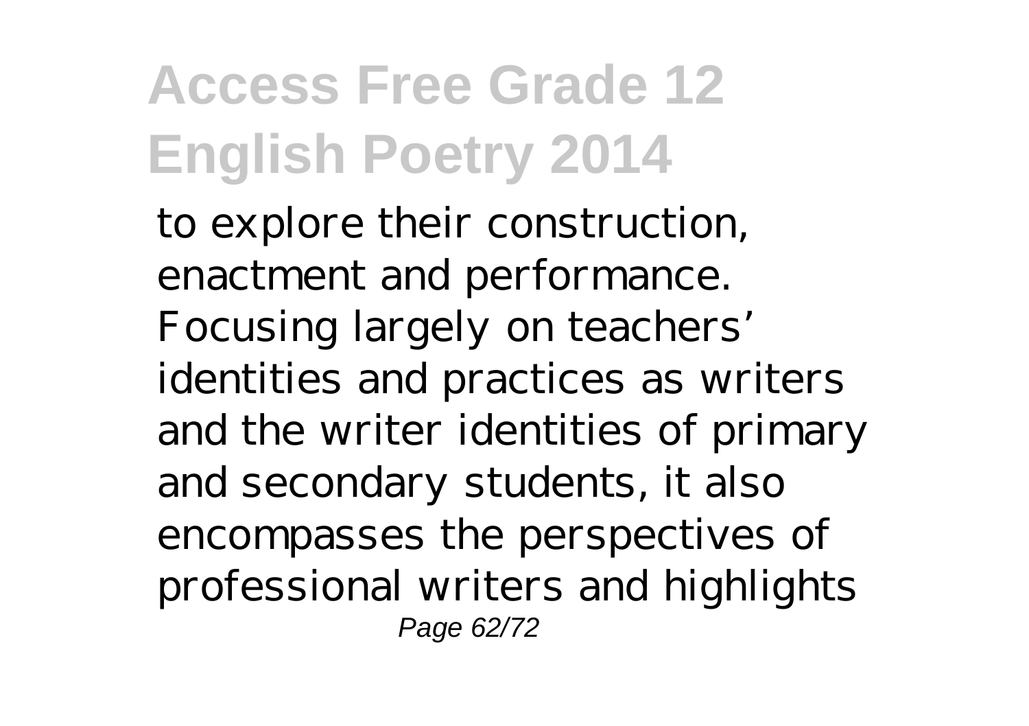to explore their construction, enactment and performance. Focusing largely on teachers' identities and practices as writers and the writer identities of primary and secondary students, it also encompasses the perspectives of professional writers and highlights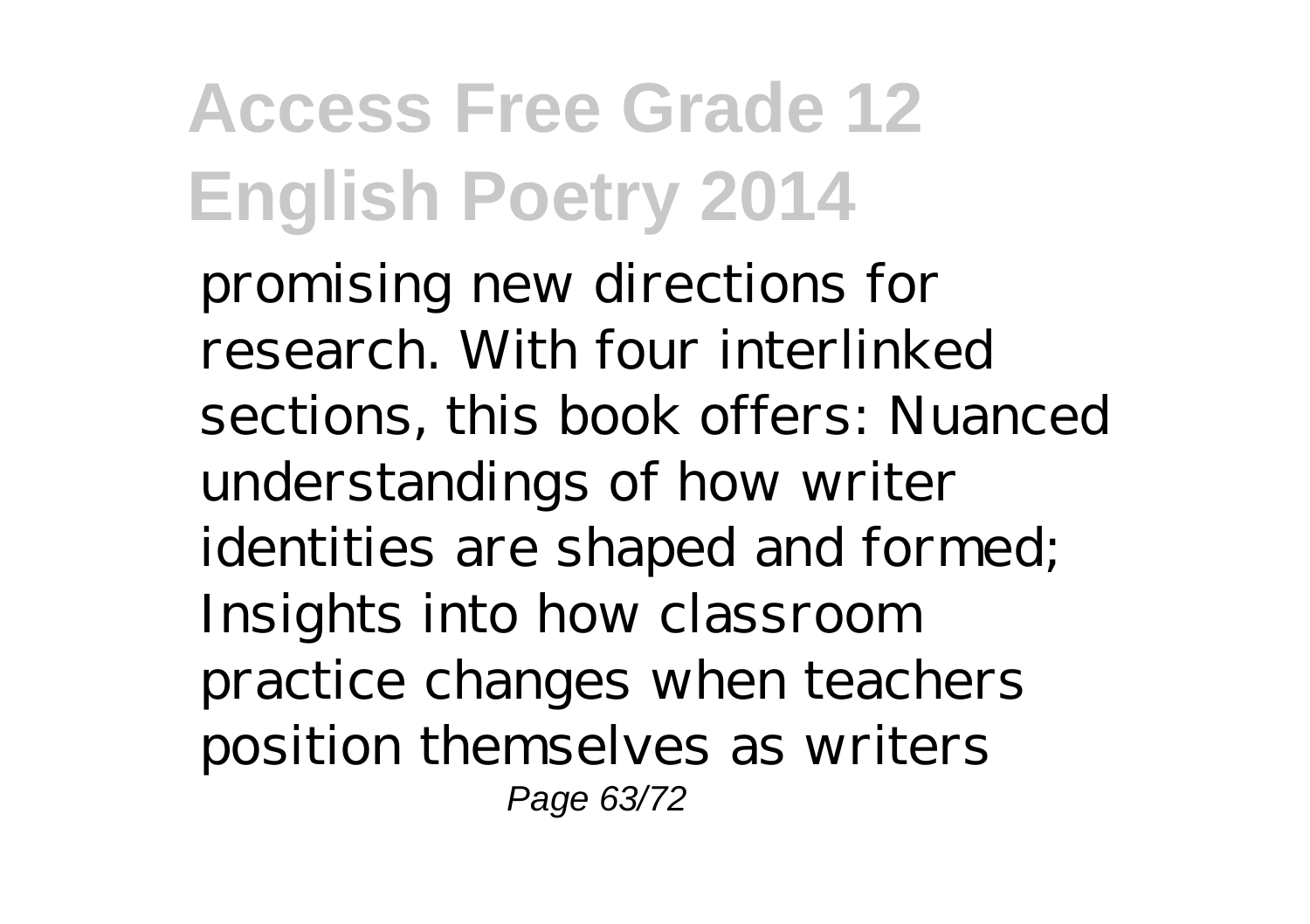promising new directions for research. With four interlinked sections, this book offers: Nuanced understandings of how writer identities are shaped and formed; Insights into how classroom practice changes when teachers position themselves as writers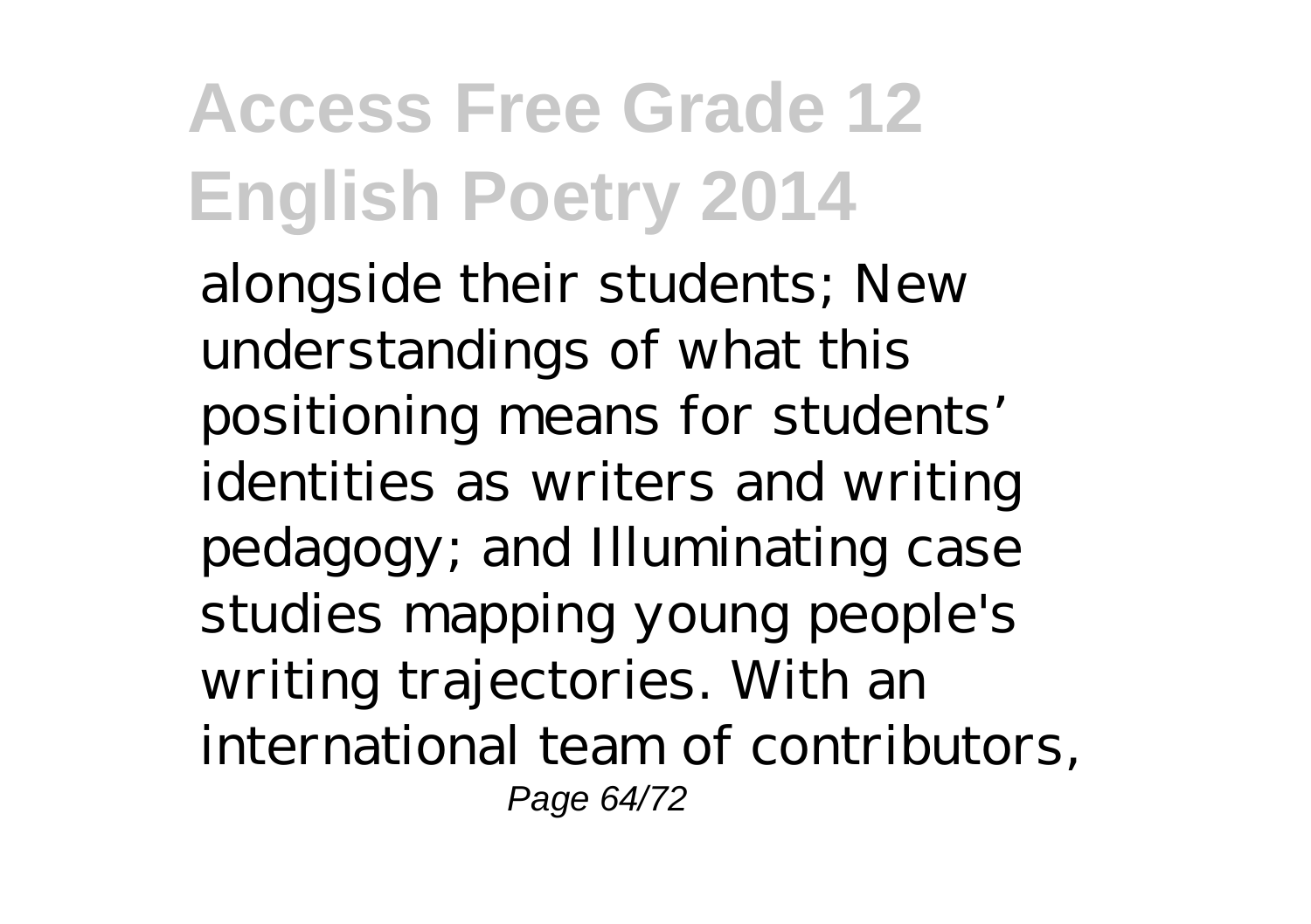alongside their students; New understandings of what this positioning means for students' identities as writers and writing pedagogy; and Illuminating case studies mapping young people's writing trajectories. With an international team of contributors,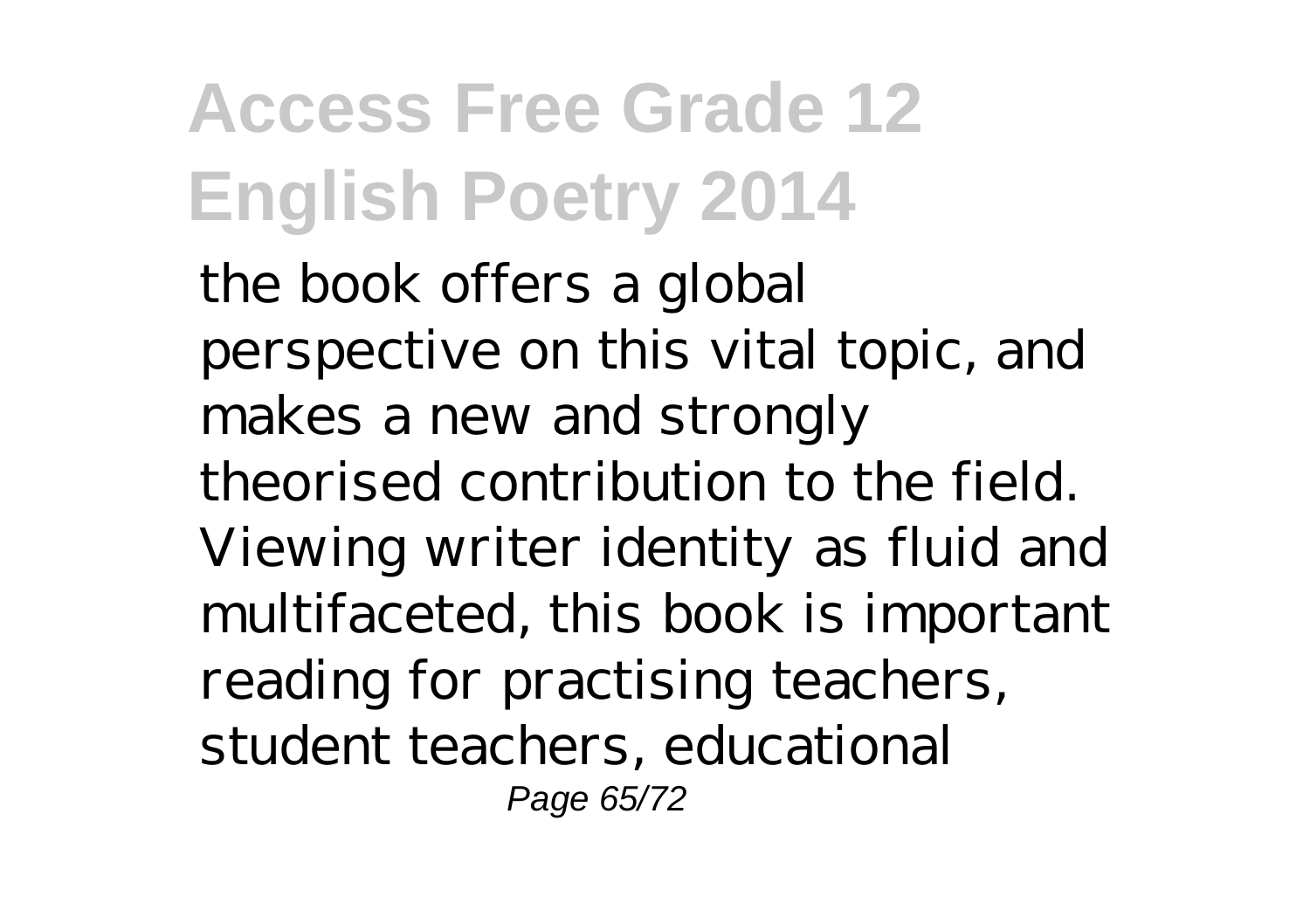the book offers a global perspective on this vital topic, and makes a new and strongly theorised contribution to the field. Viewing writer identity as fluid and multifaceted, this book is important reading for practising teachers, student teachers, educational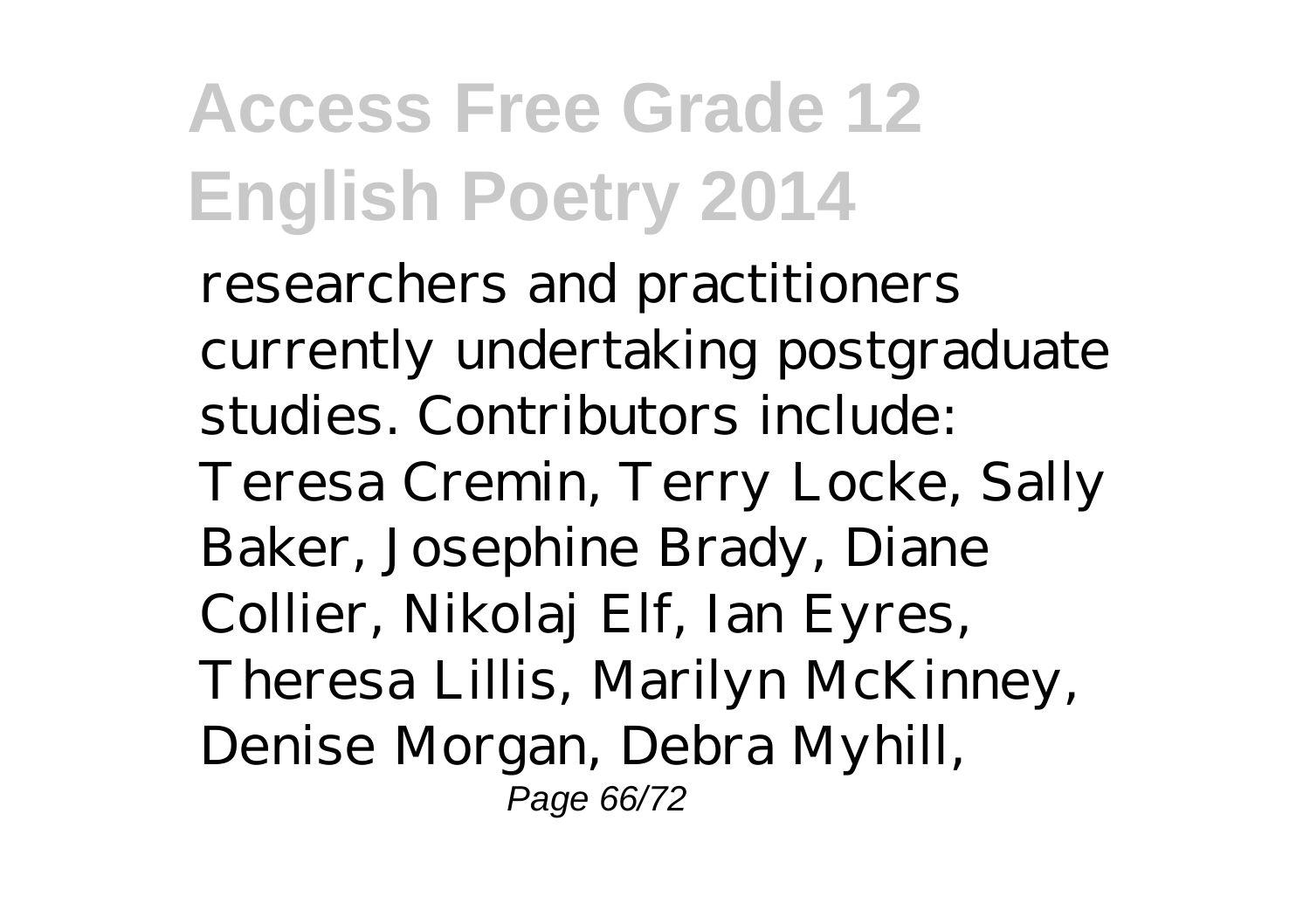researchers and practitioners currently undertaking postgraduate studies. Contributors include: Teresa Cremin, Terry Locke, Sally Baker, Josephine Brady, Diane Collier, Nikolaj Elf, Ian Eyres, Theresa Lillis, Marilyn McKinney, Denise Morgan, Debra Myhill,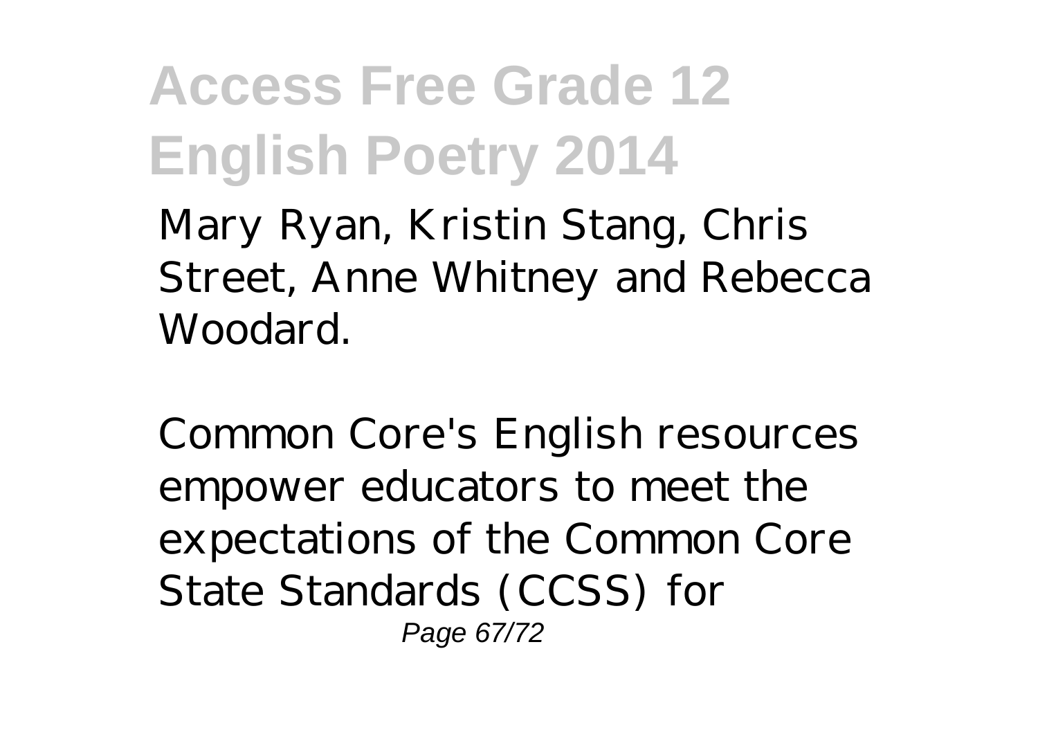Mary Ryan, Kristin Stang, Chris Street, Anne Whitney and Rebecca Woodard.

Common Core's English resources empower educators to meet the expectations of the Common Core State Standards (CCSS) for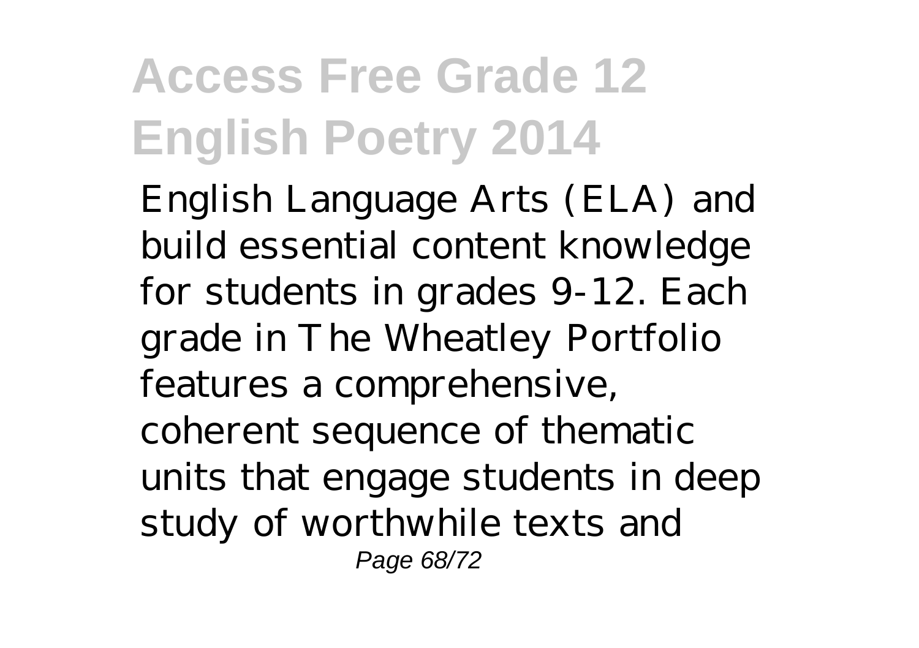English Language Arts (ELA) and build essential content knowledge for students in grades 9-12. Each grade in The Wheatley Portfolio features a comprehensive, coherent sequence of thematic units that engage students in deep study of worthwhile texts and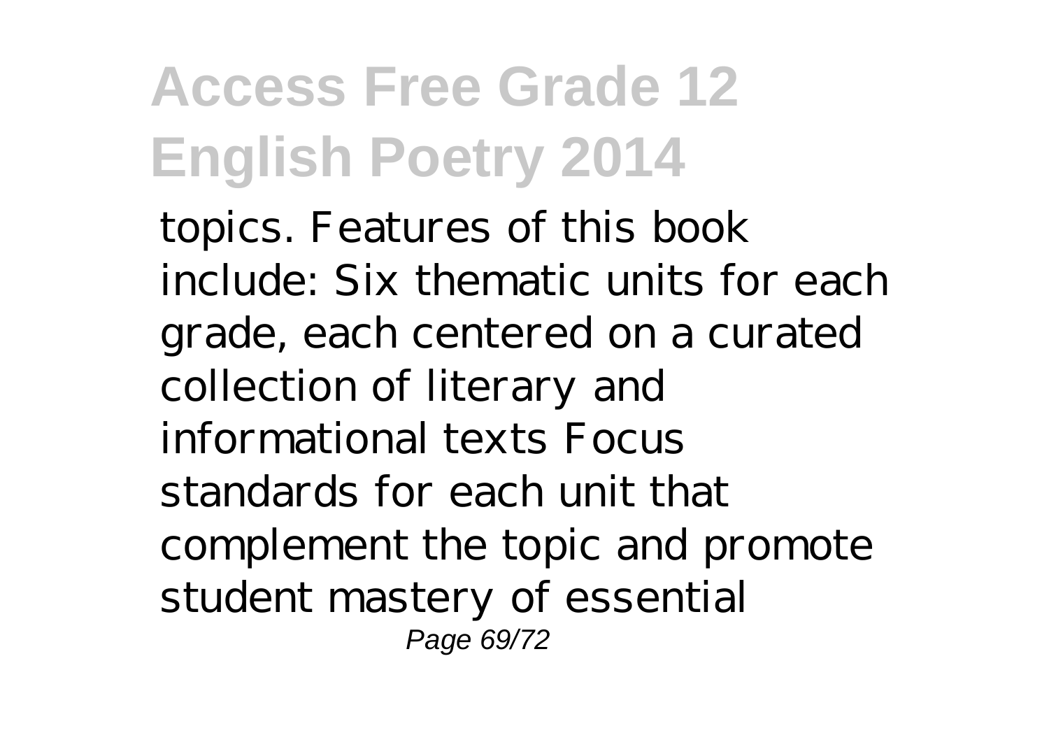topics. Features of this book include: Six thematic units for each grade, each centered on a curated collection of literary and informational texts Focus standards for each unit that complement the topic and promote student mastery of essential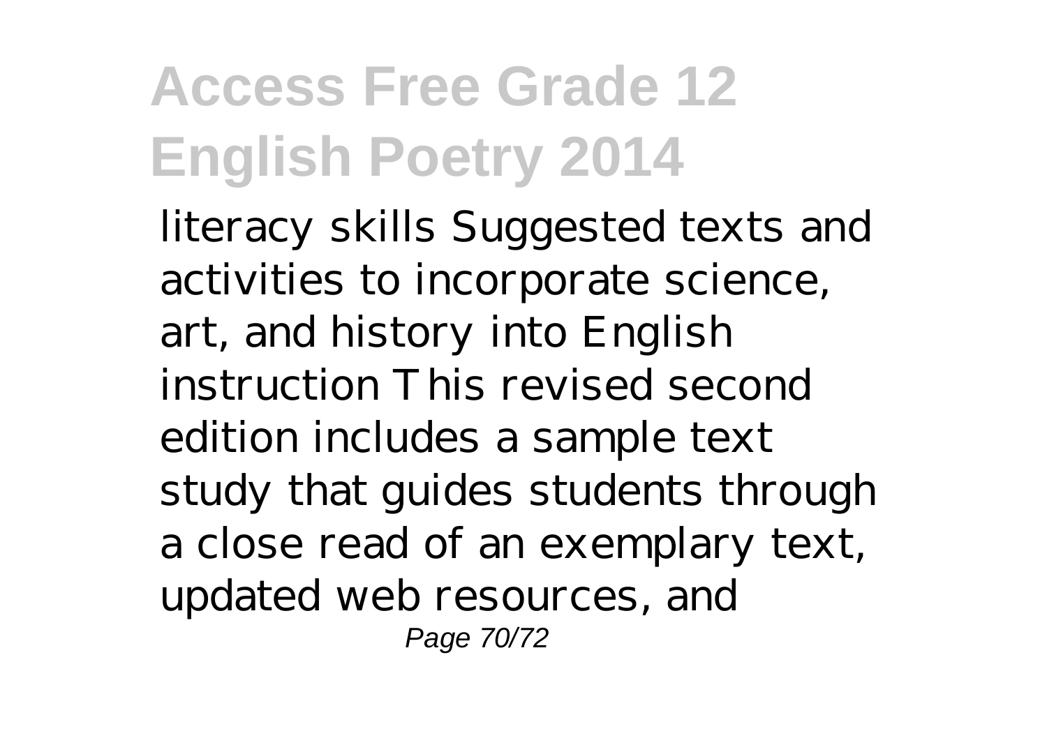literacy skills Suggested texts and activities to incorporate science, art, and history into English instruction This revised second edition includes a sample text study that guides students through a close read of an exemplary text, updated web resources, and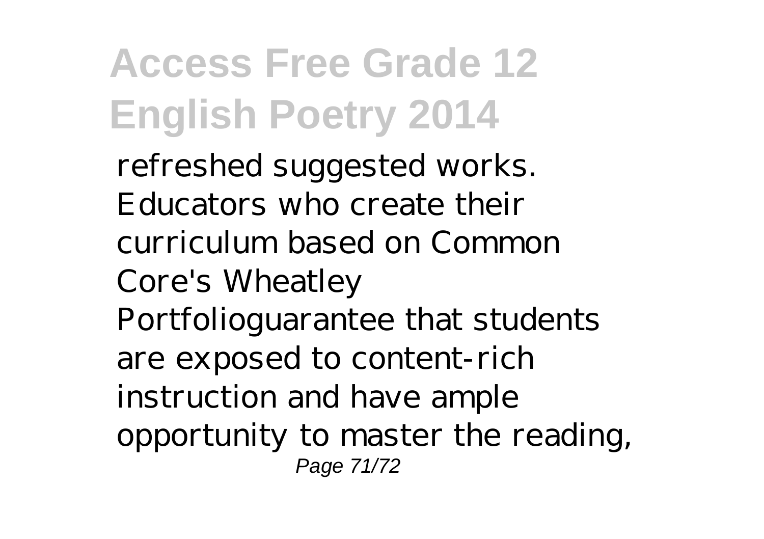refreshed suggested works. Educators who create their curriculum based on Common Core's Wheatley Portfolioguarantee that students are exposed to content-rich instruction and have ample opportunity to master the reading,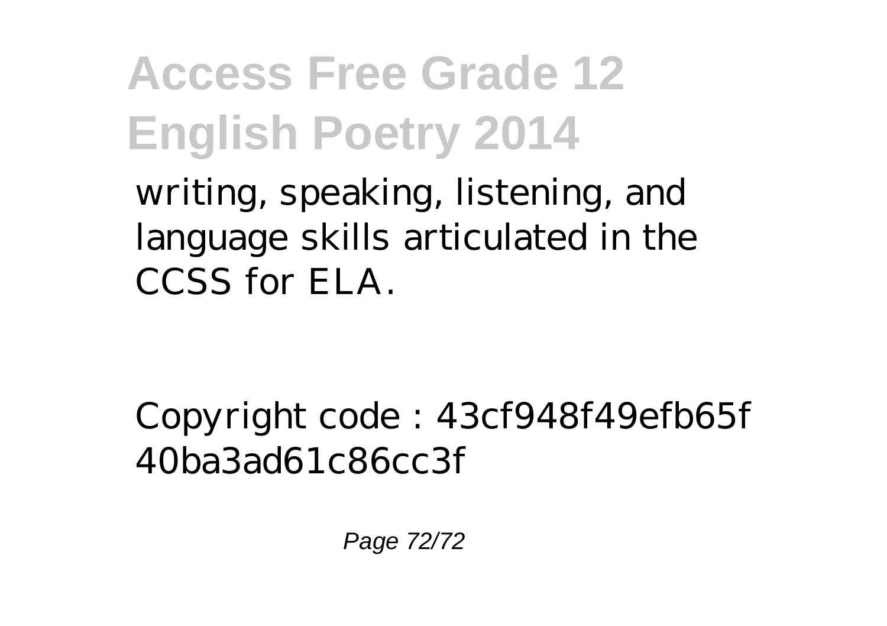writing, speaking, listening, and language skills articulated in the CCSS for ELA.

Copyright code : 43cf948f49efb65f40ba3ad61c86cc3f